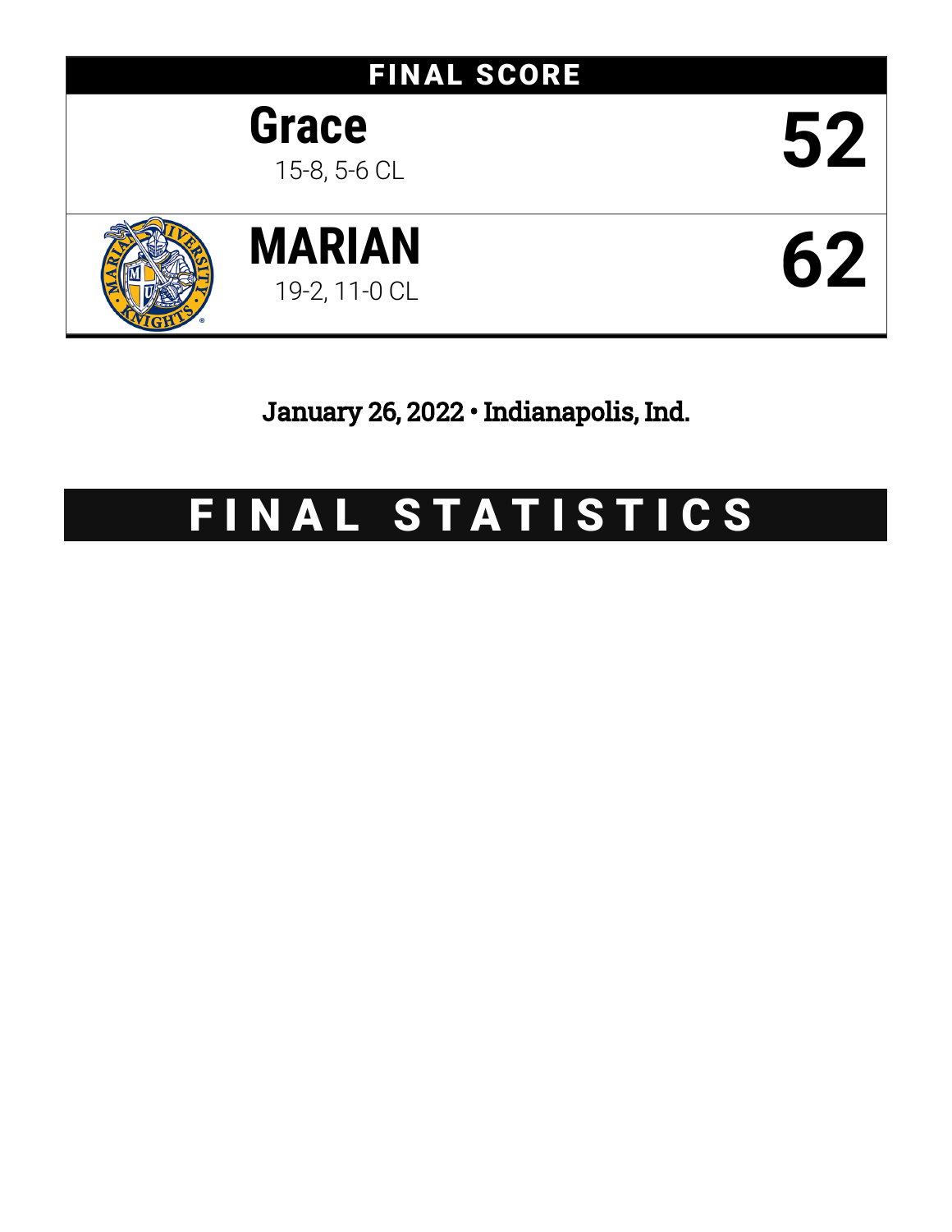## FINAL SCORE

| Team | Record | Score |
|---|---|---|
| **Grace** | 15-8, 5-6 CL | **52** |
| **MARIAN** | 19-2, 11-0 CL | **62** |

**January 26, 2022 • Indianapolis, Ind.**

# FINAL STATISTICS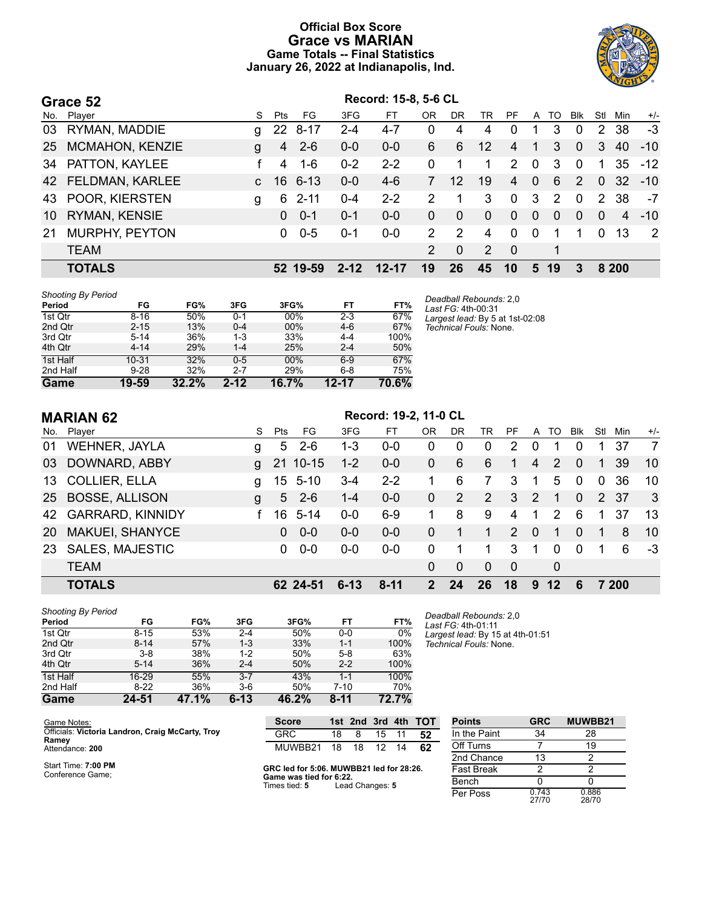# Official Box Score
## Grace vs MARIAN
### Game Totals -- Final Statistics
### January 26, 2022 at Indianapolis, Ind.

## Grace 52

Record: 15-8, 5-6 CL

| No. | Player | S | Pts | FG | 3FG | FT | OR | DR | TR | PF | A | TO | Blk | Stl | Min | +/- |
|---|---|---|---|---|---|---|---|---|---|---|---|---|---|---|---|---|
| 03 | RYMAN, MADDIE | g | 22 | 8-17 | 2-4 | 4-7 | 0 | 4 | 4 | 0 | 1 | 3 | 0 | 2 | 38 | -3 |
| 25 | MCMAHON, KENZIE | g | 4 | 2-6 | 0-0 | 0-0 | 6 | 6 | 12 | 4 | 1 | 3 | 0 | 3 | 40 | -10 |
| 34 | PATTON, KAYLEE | f | 4 | 1-6 | 0-2 | 2-2 | 0 | 1 | 1 | 2 | 0 | 3 | 0 | 1 | 35 | -12 |
| 42 | FELDMAN, KARLEE | c | 16 | 6-13 | 0-0 | 4-6 | 7 | 12 | 19 | 4 | 0 | 6 | 2 | 0 | 32 | -10 |
| 43 | POOR, KIERSTEN | g | 6 | 2-11 | 0-4 | 2-2 | 2 | 1 | 3 | 0 | 3 | 2 | 0 | 2 | 38 | -7 |
| 10 | RYMAN, KENSIE | | 0 | 0-1 | 0-1 | 0-0 | 0 | 0 | 0 | 0 | 0 | 0 | 0 | 0 | 4 | -10 |
| 21 | MURPHY, PEYTON | | 0 | 0-5 | 0-1 | 0-0 | 2 | 2 | 4 | 0 | 0 | 1 | 1 | 0 | 13 | 2 |
| | TEAM | | | | | | 2 | 0 | 2 | 0 | | 1 | | | | |
| | **TOTALS** | | **52** | **19-59** | **2-12** | **12-17** | **19** | **26** | **45** | **10** | **5** | **19** | **3** | **8** | **200** | |

*Shooting By Period*

| Period | FG | FG% | 3FG | 3FG% | FT | FT% |
|---|---|---|---|---|---|---|
| 1st Qtr | 8-16 | 50% | 0-1 | 00% | 2-3 | 67% |
| 2nd Qtr | 2-15 | 13% | 0-4 | 00% | 4-6 | 67% |
| 3rd Qtr | 5-14 | 36% | 1-3 | 33% | 4-4 | 100% |
| 4th Qtr | 4-14 | 29% | 1-4 | 25% | 2-4 | 50% |
| 1st Half | 10-31 | 32% | 0-5 | 00% | 6-9 | 67% |
| 2nd Half | 9-28 | 32% | 2-7 | 29% | 6-8 | 75% |
| **Game** | **19-59** | **32.2%** | **2-12** | **16.7%** | **12-17** | **70.6%** |

*Deadball Rebounds:* 2,0
*Last FG:* 4th-00:31
*Largest lead:* By 5 at 1st-02:08
*Technical Fouls:* None.

## MARIAN 62

Record: 19-2, 11-0 CL

| No. | Player | S | Pts | FG | 3FG | FT | OR | DR | TR | PF | A | TO | Blk | Stl | Min | +/- |
|---|---|---|---|---|---|---|---|---|---|---|---|---|---|---|---|---|
| 01 | WEHNER, JAYLA | g | 5 | 2-6 | 1-3 | 0-0 | 0 | 0 | 0 | 2 | 0 | 1 | 0 | 1 | 37 | 7 |
| 03 | DOWNARD, ABBY | g | 21 | 10-15 | 1-2 | 0-0 | 0 | 6 | 6 | 1 | 4 | 2 | 0 | 1 | 39 | 10 |
| 13 | COLLIER, ELLA | g | 15 | 5-10 | 3-4 | 2-2 | 1 | 6 | 7 | 3 | 1 | 5 | 0 | 0 | 36 | 10 |
| 25 | BOSSE, ALLISON | g | 5 | 2-6 | 1-4 | 0-0 | 0 | 2 | 2 | 3 | 2 | 1 | 0 | 2 | 37 | 3 |
| 42 | GARRARD, KINNIDY | f | 16 | 5-14 | 0-0 | 6-9 | 1 | 8 | 9 | 4 | 1 | 2 | 6 | 1 | 37 | 13 |
| 20 | MAKUEI, SHANYCE | | 0 | 0-0 | 0-0 | 0-0 | 0 | 1 | 1 | 2 | 0 | 1 | 0 | 1 | 8 | 10 |
| 23 | SALES, MAJESTIC | | 0 | 0-0 | 0-0 | 0-0 | 0 | 1 | 1 | 3 | 1 | 0 | 0 | 1 | 6 | -3 |
| | TEAM | | | | | | 0 | 0 | 0 | 0 | | 0 | | | | |
| | **TOTALS** | | **62** | **24-51** | **6-13** | **8-11** | **2** | **24** | **26** | **18** | **9** | **12** | **6** | **7** | **200** | |

*Shooting By Period*

| Period | FG | FG% | 3FG | 3FG% | FT | FT% |
|---|---|---|---|---|---|---|
| 1st Qtr | 8-15 | 53% | 2-4 | 50% | 0-0 | 0% |
| 2nd Qtr | 8-14 | 57% | 1-3 | 33% | 1-1 | 100% |
| 3rd Qtr | 3-8 | 38% | 1-2 | 50% | 5-8 | 63% |
| 4th Qtr | 5-14 | 36% | 2-4 | 50% | 2-2 | 100% |
| 1st Half | 16-29 | 55% | 3-7 | 43% | 1-1 | 100% |
| 2nd Half | 8-22 | 36% | 3-6 | 50% | 7-10 | 70% |
| **Game** | **24-51** | **47.1%** | **6-13** | **46.2%** | **8-11** | **72.7%** |

*Deadball Rebounds:* 2,0
*Last FG:* 4th-01:11
*Largest lead:* By 15 at 4th-01:51
*Technical Fouls:* None.

Game Notes:
Officials: **Victoria Landron, Craig McCarty, Troy Ramey**
Attendance: **200**

Start Time: **7:00 PM**
Conference Game;

| Score | 1st | 2nd | 3rd | 4th | TOT |
|---|---|---|---|---|---|
| GRC | 18 | 8 | 15 | 11 | **52** |
| MUWBB21 | 18 | 18 | 12 | 14 | **62** |

**GRC led for 5:06. MUWBB21 led for 28:26. Game was tied for 6:22.**
Times tied: **5** Lead Changes: **5**

| Points | GRC | MUWBB21 |
|---|---|---|
| In the Paint | 34 | 28 |
| Off Turns | 7 | 19 |
| 2nd Chance | 13 | 2 |
| Fast Break | 2 | 2 |
| Bench | 0 | 0 |
| Per Poss | 0.743 27/70 | 0.886 28/70 |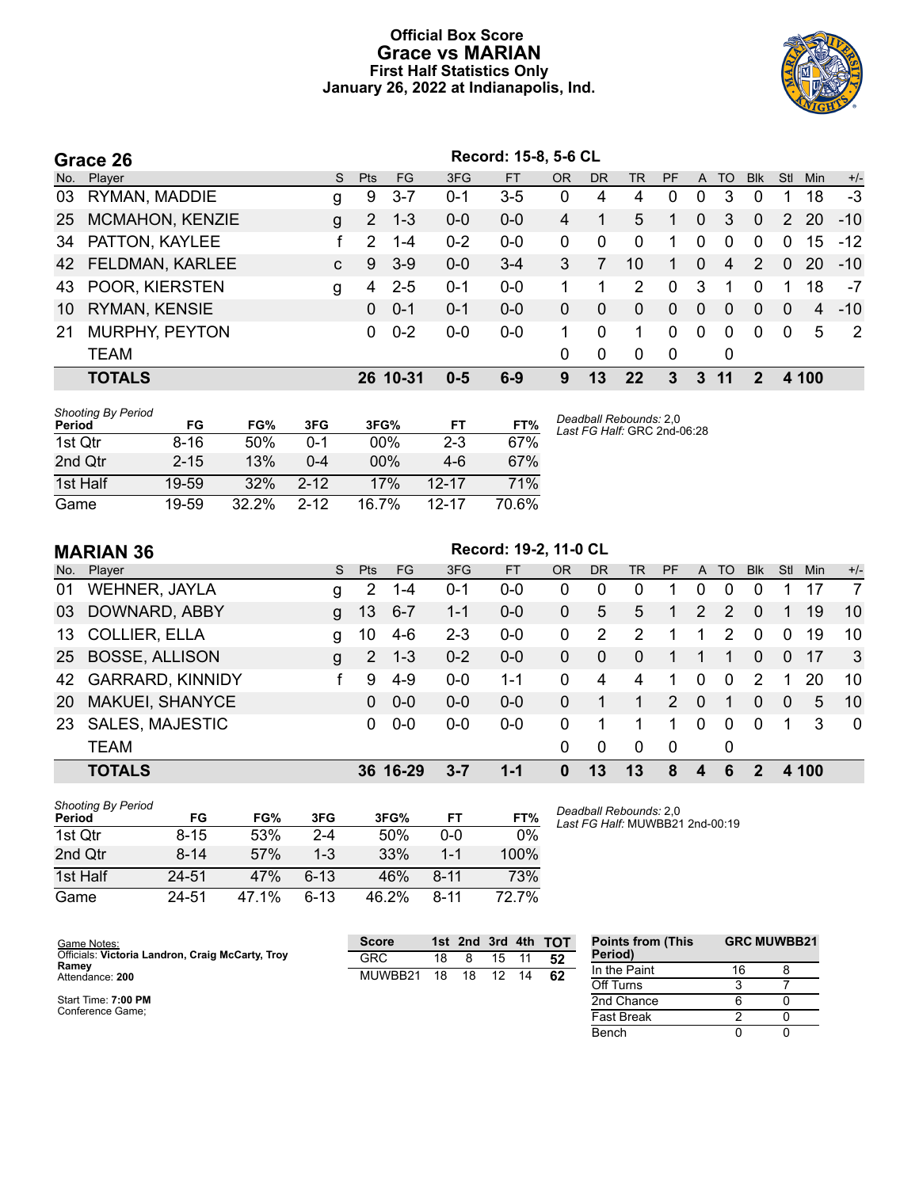# Official Box Score
## Grace vs MARIAN
### First Half Statistics Only
### January 26, 2022 at Indianapolis, Ind.

## Grace 26

Record: 15-8, 5-6 CL

| No. | Player | S | Pts | FG | 3FG | FT | OR | DR | TR | PF | A | TO | Blk | Stl | Min | +/- |
|---|---|---|---|---|---|---|---|---|---|---|---|---|---|---|---|---|
| 03 | RYMAN, MADDIE | g | 9 | 3-7 | 0-1 | 3-5 | 0 | 4 | 4 | 0 | 0 | 3 | 0 | 1 | 18 | -3 |
| 25 | MCMAHON, KENZIE | g | 2 | 1-3 | 0-0 | 0-0 | 4 | 1 | 5 | 1 | 0 | 3 | 0 | 2 | 20 | -10 |
| 34 | PATTON, KAYLEE | f | 2 | 1-4 | 0-2 | 0-0 | 0 | 0 | 0 | 1 | 0 | 0 | 0 | 0 | 15 | -12 |
| 42 | FELDMAN, KARLEE | c | 9 | 3-9 | 0-0 | 3-4 | 3 | 7 | 10 | 1 | 0 | 4 | 2 | 0 | 20 | -10 |
| 43 | POOR, KIERSTEN | g | 4 | 2-5 | 0-1 | 0-0 | 1 | 1 | 2 | 0 | 3 | 1 | 0 | 1 | 18 | -7 |
| 10 | RYMAN, KENSIE | | 0 | 0-1 | 0-1 | 0-0 | 0 | 0 | 0 | 0 | 0 | 0 | 0 | 0 | 4 | -10 |
| 21 | MURPHY, PEYTON | | 0 | 0-2 | 0-0 | 0-0 | 1 | 0 | 1 | 0 | 0 | 0 | 0 | 0 | 5 | 2 |
| | TEAM | | | | | | 0 | 0 | 0 | 0 | | 0 | | | | |
| | **TOTALS** | | **26** | **10-31** | **0-5** | **6-9** | **9** | **13** | **22** | **3** | **3** | **11** | **2** | **4** | **100** | |

*Shooting By Period*

| Period | FG | FG% | 3FG | 3FG% | FT | FT% |
|---|---|---|---|---|---|---|
| 1st Qtr | 8-16 | 50% | 0-1 | 00% | 2-3 | 67% |
| 2nd Qtr | 2-15 | 13% | 0-4 | 00% | 4-6 | 67% |
| 1st Half | 19-59 | 32% | 2-12 | 17% | 12-17 | 71% |
| Game | 19-59 | 32.2% | 2-12 | 16.7% | 12-17 | 70.6% |

*Deadball Rebounds:* 2,0
*Last FG Half:* GRC 2nd-06:28

## MARIAN 36

Record: 19-2, 11-0 CL

| No. | Player | S | Pts | FG | 3FG | FT | OR | DR | TR | PF | A | TO | Blk | Stl | Min | +/- |
|---|---|---|---|---|---|---|---|---|---|---|---|---|---|---|---|---|
| 01 | WEHNER, JAYLA | g | 2 | 1-4 | 0-1 | 0-0 | 0 | 0 | 0 | 1 | 0 | 0 | 0 | 1 | 17 | 7 |
| 03 | DOWNARD, ABBY | g | 13 | 6-7 | 1-1 | 0-0 | 0 | 5 | 5 | 1 | 2 | 2 | 0 | 1 | 19 | 10 |
| 13 | COLLIER, ELLA | g | 10 | 4-6 | 2-3 | 0-0 | 0 | 2 | 2 | 1 | 1 | 2 | 0 | 0 | 19 | 10 |
| 25 | BOSSE, ALLISON | g | 2 | 1-3 | 0-2 | 0-0 | 0 | 0 | 0 | 1 | 1 | 1 | 0 | 0 | 17 | 3 |
| 42 | GARRARD, KINNIDY | f | 9 | 4-9 | 0-0 | 1-1 | 0 | 4 | 4 | 1 | 0 | 0 | 2 | 1 | 20 | 10 |
| 20 | MAKUEI, SHANYCE | | 0 | 0-0 | 0-0 | 0-0 | 0 | 1 | 1 | 2 | 0 | 1 | 0 | 0 | 5 | 10 |
| 23 | SALES, MAJESTIC | | 0 | 0-0 | 0-0 | 0-0 | 0 | 1 | 1 | 1 | 0 | 0 | 0 | 1 | 3 | 0 |
| | TEAM | | | | | | 0 | 0 | 0 | 0 | | 0 | | | | |
| | **TOTALS** | | **36** | **16-29** | **3-7** | **1-1** | **0** | **13** | **13** | **8** | **4** | **6** | **2** | **4** | **100** | |

*Shooting By Period*

| Period | FG | FG% | 3FG | 3FG% | FT | FT% |
|---|---|---|---|---|---|---|
| 1st Qtr | 8-15 | 53% | 2-4 | 50% | 0-0 | 0% |
| 2nd Qtr | 8-14 | 57% | 1-3 | 33% | 1-1 | 100% |
| 1st Half | 24-51 | 47% | 6-13 | 46% | 8-11 | 73% |
| Game | 24-51 | 47.1% | 6-13 | 46.2% | 8-11 | 72.7% |

*Deadball Rebounds:* 2,0
*Last FG Half:* MUWBB21 2nd-00:19

Game Notes:
Officials: **Victoria Landron, Craig McCarty, Troy Ramey**
Attendance: **200**

Start Time: **7:00 PM**
Conference Game;

| Score | 1st | 2nd | 3rd | 4th | TOT |
|---|---|---|---|---|---|
| GRC | 18 | 8 | 15 | 11 | **52** |
| MUWBB21 | 18 | 18 | 12 | 14 | **62** |

| Points from (This Period) | GRC | MUWBB21 |
|---|---|---|
| In the Paint | 16 | 8 |
| Off Turns | 3 | 7 |
| 2nd Chance | 6 | 0 |
| Fast Break | 2 | 0 |
| Bench | 0 | 0 |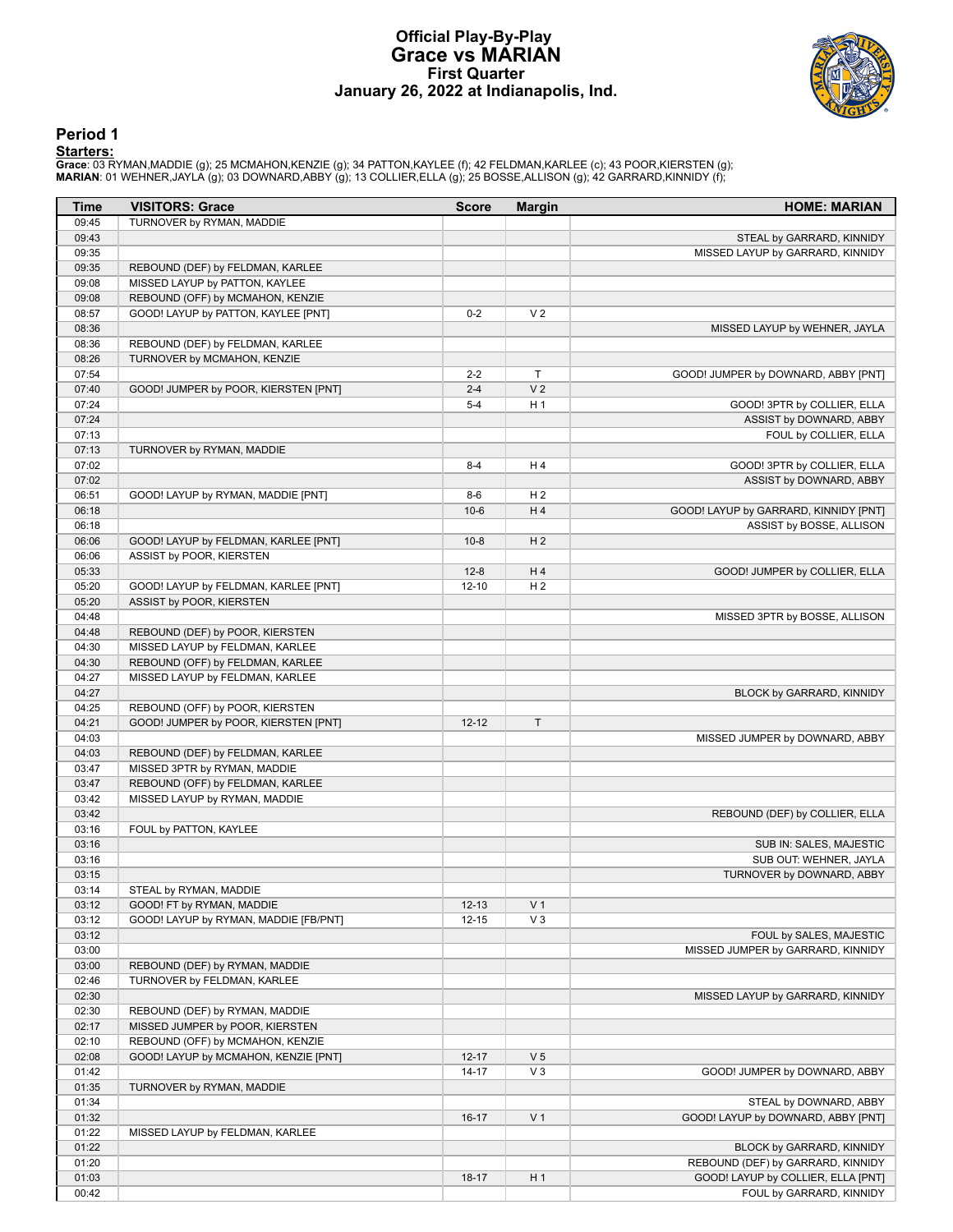# Official Play-By-Play
# Grace vs MARIAN
## First Quarter
## January 26, 2022 at Indianapolis, Ind.

### Period 1

**Starters:**

**Grace**: 03 RYMAN,MADDIE (g); 25 MCMAHON,KENZIE (g); 34 PATTON,KAYLEE (f); 42 FELDMAN,KARLEE (c); 43 POOR,KIERSTEN (g);
**MARIAN**: 01 WEHNER,JAYLA (g); 03 DOWNARD,ABBY (g); 13 COLLIER,ELLA (g); 25 BOSSE,ALLISON (g); 42 GARRARD,KINNIDY (f);

| Time | VISITORS: Grace | Score | Margin | HOME: MARIAN |
|---|---|---|---|---|
| 09:45 | TURNOVER by RYMAN, MADDIE | | | |
| 09:43 | | | | STEAL by GARRARD, KINNIDY |
| 09:35 | | | | MISSED LAYUP by GARRARD, KINNIDY |
| 09:35 | REBOUND (DEF) by FELDMAN, KARLEE | | | |
| 09:08 | MISSED LAYUP by PATTON, KAYLEE | | | |
| 09:08 | REBOUND (OFF) by MCMAHON, KENZIE | | | |
| 08:57 | GOOD! LAYUP by PATTON, KAYLEE [PNT] | 0-2 | V 2 | |
| 08:36 | | | | MISSED LAYUP by WEHNER, JAYLA |
| 08:36 | REBOUND (DEF) by FELDMAN, KARLEE | | | |
| 08:26 | TURNOVER by MCMAHON, KENZIE | | | |
| 07:54 | | 2-2 | T | GOOD! JUMPER by DOWNARD, ABBY [PNT] |
| 07:40 | GOOD! JUMPER by POOR, KIERSTEN [PNT] | 2-4 | V 2 | |
| 07:24 | | 5-4 | H 1 | GOOD! 3PTR by COLLIER, ELLA |
| 07:24 | | | | ASSIST by DOWNARD, ABBY |
| 07:13 | | | | FOUL by COLLIER, ELLA |
| 07:13 | TURNOVER by RYMAN, MADDIE | | | |
| 07:02 | | 8-4 | H 4 | GOOD! 3PTR by COLLIER, ELLA |
| 07:02 | | | | ASSIST by DOWNARD, ABBY |
| 06:51 | GOOD! LAYUP by RYMAN, MADDIE [PNT] | 8-6 | H 2 | |
| 06:18 | | 10-6 | H 4 | GOOD! LAYUP by GARRARD, KINNIDY [PNT] |
| 06:18 | | | | ASSIST by BOSSE, ALLISON |
| 06:06 | GOOD! LAYUP by FELDMAN, KARLEE [PNT] | 10-8 | H 2 | |
| 06:06 | ASSIST by POOR, KIERSTEN | | | |
| 05:33 | | 12-8 | H 4 | GOOD! JUMPER by COLLIER, ELLA |
| 05:20 | GOOD! LAYUP by FELDMAN, KARLEE [PNT] | 12-10 | H 2 | |
| 05:20 | ASSIST by POOR, KIERSTEN | | | |
| 04:48 | | | | MISSED 3PTR by BOSSE, ALLISON |
| 04:48 | REBOUND (DEF) by POOR, KIERSTEN | | | |
| 04:30 | MISSED LAYUP by FELDMAN, KARLEE | | | |
| 04:30 | REBOUND (OFF) by FELDMAN, KARLEE | | | |
| 04:27 | MISSED LAYUP by FELDMAN, KARLEE | | | |
| 04:27 | | | | BLOCK by GARRARD, KINNIDY |
| 04:25 | REBOUND (OFF) by POOR, KIERSTEN | | | |
| 04:21 | GOOD! JUMPER by POOR, KIERSTEN [PNT] | 12-12 | T | |
| 04:03 | | | | MISSED JUMPER by DOWNARD, ABBY |
| 04:03 | REBOUND (DEF) by FELDMAN, KARLEE | | | |
| 03:47 | MISSED 3PTR by RYMAN, MADDIE | | | |
| 03:47 | REBOUND (OFF) by FELDMAN, KARLEE | | | |
| 03:42 | MISSED LAYUP by RYMAN, MADDIE | | | |
| 03:42 | | | | REBOUND (DEF) by COLLIER, ELLA |
| 03:16 | FOUL by PATTON, KAYLEE | | | |
| 03:16 | | | | SUB IN: SALES, MAJESTIC |
| 03:16 | | | | SUB OUT: WEHNER, JAYLA |
| 03:15 | | | | TURNOVER by DOWNARD, ABBY |
| 03:14 | STEAL by RYMAN, MADDIE | | | |
| 03:12 | GOOD! FT by RYMAN, MADDIE | 12-13 | V 1 | |
| 03:12 | GOOD! LAYUP by RYMAN, MADDIE [FB/PNT] | 12-15 | V 3 | |
| 03:12 | | | | FOUL by SALES, MAJESTIC |
| 03:00 | | | | MISSED JUMPER by GARRARD, KINNIDY |
| 03:00 | REBOUND (DEF) by RYMAN, MADDIE | | | |
| 02:46 | TURNOVER by FELDMAN, KARLEE | | | |
| 02:30 | | | | MISSED LAYUP by GARRARD, KINNIDY |
| 02:30 | REBOUND (DEF) by RYMAN, MADDIE | | | |
| 02:17 | MISSED JUMPER by POOR, KIERSTEN | | | |
| 02:10 | REBOUND (OFF) by MCMAHON, KENZIE | | | |
| 02:08 | GOOD! LAYUP by MCMAHON, KENZIE [PNT] | 12-17 | V 5 | |
| 01:42 | | 14-17 | V 3 | GOOD! JUMPER by DOWNARD, ABBY |
| 01:35 | TURNOVER by RYMAN, MADDIE | | | |
| 01:34 | | | | STEAL by DOWNARD, ABBY |
| 01:32 | | 16-17 | V 1 | GOOD! LAYUP by DOWNARD, ABBY [PNT] |
| 01:22 | MISSED LAYUP by FELDMAN, KARLEE | | | |
| 01:22 | | | | BLOCK by GARRARD, KINNIDY |
| 01:20 | | | | REBOUND (DEF) by GARRARD, KINNIDY |
| 01:03 | | 18-17 | H 1 | GOOD! LAYUP by COLLIER, ELLA [PNT] |
| 00:42 | | | | FOUL by GARRARD, KINNIDY |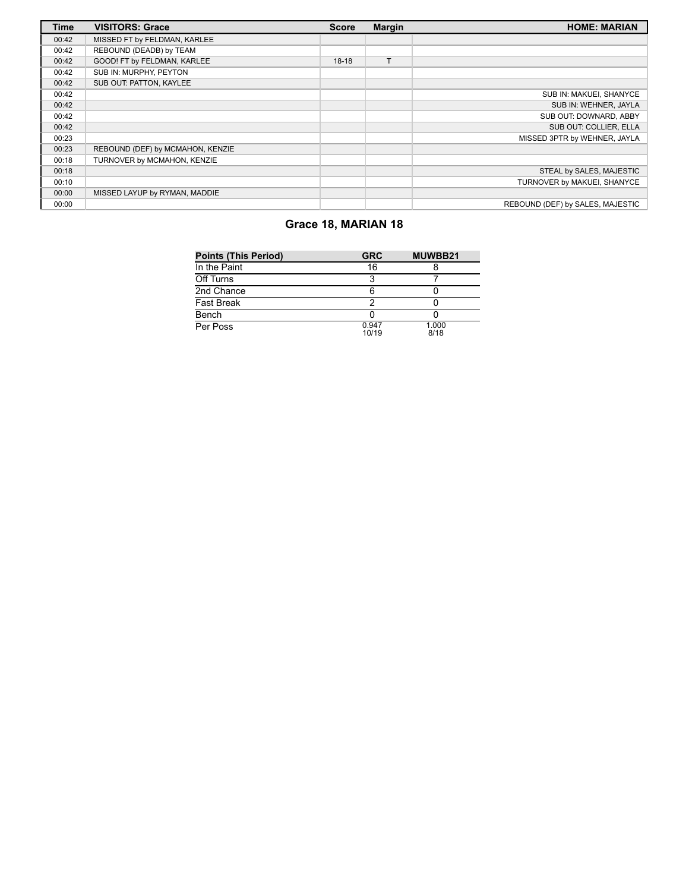| Time | VISITORS: Grace | Score | Margin | HOME: MARIAN |
|---|---|---|---|---|
| 00:42 | MISSED FT by FELDMAN, KARLEE | | | |
| 00:42 | REBOUND (DEADB) by TEAM | | | |
| 00:42 | GOOD! FT by FELDMAN, KARLEE | 18-18 | T | |
| 00:42 | SUB IN: MURPHY, PEYTON | | | |
| 00:42 | SUB OUT: PATTON, KAYLEE | | | |
| 00:42 | | | | SUB IN: MAKUEI, SHANYCE |
| 00:42 | | | | SUB IN: WEHNER, JAYLA |
| 00:42 | | | | SUB OUT: DOWNARD, ABBY |
| 00:42 | | | | SUB OUT: COLLIER, ELLA |
| 00:23 | | | | MISSED 3PTR by WEHNER, JAYLA |
| 00:23 | REBOUND (DEF) by MCMAHON, KENZIE | | | |
| 00:18 | TURNOVER by MCMAHON, KENZIE | | | |
| 00:18 | | | | STEAL by SALES, MAJESTIC |
| 00:10 | | | | TURNOVER by MAKUEI, SHANYCE |
| 00:00 | MISSED LAYUP by RYMAN, MADDIE | | | |
| 00:00 | | | | REBOUND (DEF) by SALES, MAJESTIC |

## Grace 18, MARIAN 18

| Points (This Period) | GRC | MUWBB21 |
|---|---|---|
| In the Paint | 16 | 8 |
| Off Turns | 3 | 7 |
| 2nd Chance | 6 | 0 |
| Fast Break | 2 | 0 |
| Bench | 0 | 0 |
| Per Poss | 0.947 10/19 | 1.000 8/18 |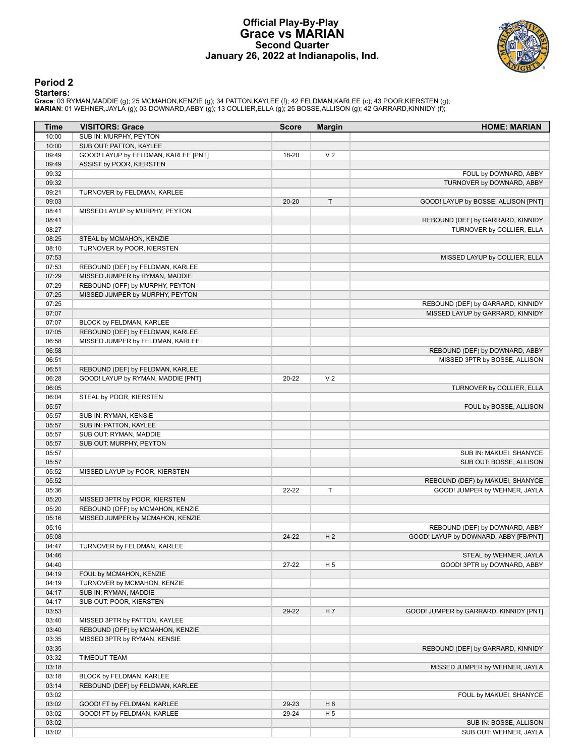# Official Play-By-Play
## Grace vs MARIAN
### Second Quarter
### January 26, 2022 at Indianapolis, Ind.

## Period 2

**Starters:**

**Grace**: 03 RYMAN,MADDIE (g); 25 MCMAHON,KENZIE (g); 34 PATTON,KAYLEE (f); 42 FELDMAN,KARLEE (c); 43 POOR,KIERSTEN (g);
**MARIAN**: 01 WEHNER,JAYLA (g); 03 DOWNARD,ABBY (g); 13 COLLIER,ELLA (g); 25 BOSSE,ALLISON (g); 42 GARRARD,KINNIDY (f);

| Time | VISITORS: Grace | Score | Margin | HOME: MARIAN |
|---|---|---|---|---|
| 10:00 | SUB IN: MURPHY, PEYTON | | | |
| 10:00 | SUB OUT: PATTON, KAYLEE | | | |
| 09:49 | GOOD! LAYUP by FELDMAN, KARLEE [PNT] | 18-20 | V 2 | |
| 09:49 | ASSIST by POOR, KIERSTEN | | | |
| 09:32 | | | | FOUL by DOWNARD, ABBY |
| 09:32 | | | | TURNOVER by DOWNARD, ABBY |
| 09:21 | TURNOVER by FELDMAN, KARLEE | | | |
| 09:03 | | 20-20 | T | GOOD! LAYUP by BOSSE, ALLISON [PNT] |
| 08:41 | MISSED LAYUP by MURPHY, PEYTON | | | |
| 08:41 | | | | REBOUND (DEF) by GARRARD, KINNIDY |
| 08:27 | | | | TURNOVER by COLLIER, ELLA |
| 08:25 | STEAL by MCMAHON, KENZIE | | | |
| 08:10 | TURNOVER by POOR, KIERSTEN | | | |
| 07:53 | | | | MISSED LAYUP by COLLIER, ELLA |
| 07:53 | REBOUND (DEF) by FELDMAN, KARLEE | | | |
| 07:29 | MISSED JUMPER by RYMAN, MADDIE | | | |
| 07:29 | REBOUND (OFF) by MURPHY, PEYTON | | | |
| 07:25 | MISSED JUMPER by MURPHY, PEYTON | | | |
| 07:25 | | | | REBOUND (DEF) by GARRARD, KINNIDY |
| 07:07 | | | | MISSED LAYUP by GARRARD, KINNIDY |
| 07:07 | BLOCK by FELDMAN, KARLEE | | | |
| 07:05 | REBOUND (DEF) by FELDMAN, KARLEE | | | |
| 06:58 | MISSED JUMPER by FELDMAN, KARLEE | | | |
| 06:58 | | | | REBOUND (DEF) by DOWNARD, ABBY |
| 06:51 | | | | MISSED 3PTR by BOSSE, ALLISON |
| 06:51 | REBOUND (DEF) by FELDMAN, KARLEE | | | |
| 06:28 | GOOD! LAYUP by RYMAN, MADDIE [PNT] | 20-22 | V 2 | |
| 06:05 | | | | TURNOVER by COLLIER, ELLA |
| 06:04 | STEAL by POOR, KIERSTEN | | | |
| 05:57 | | | | FOUL by BOSSE, ALLISON |
| 05:57 | SUB IN: RYMAN, KENSIE | | | |
| 05:57 | SUB IN: PATTON, KAYLEE | | | |
| 05:57 | SUB OUT: RYMAN, MADDIE | | | |
| 05:57 | SUB OUT: MURPHY, PEYTON | | | |
| 05:57 | | | | SUB IN: MAKUEI, SHANYCE |
| 05:57 | | | | SUB OUT: BOSSE, ALLISON |
| 05:52 | MISSED LAYUP by POOR, KIERSTEN | | | |
| 05:52 | | | | REBOUND (DEF) by MAKUEI, SHANYCE |
| 05:36 | | 22-22 | T | GOOD! JUMPER by WEHNER, JAYLA |
| 05:20 | MISSED 3PTR by POOR, KIERSTEN | | | |
| 05:20 | REBOUND (OFF) by MCMAHON, KENZIE | | | |
| 05:16 | MISSED JUMPER by MCMAHON, KENZIE | | | |
| 05:16 | | | | REBOUND (DEF) by DOWNARD, ABBY |
| 05:08 | | 24-22 | H 2 | GOOD! LAYUP by DOWNARD, ABBY [FB/PNT] |
| 04:47 | TURNOVER by FELDMAN, KARLEE | | | |
| 04:46 | | | | STEAL by WEHNER, JAYLA |
| 04:40 | | 27-22 | H 5 | GOOD! 3PTR by DOWNARD, ABBY |
| 04:19 | FOUL by MCMAHON, KENZIE | | | |
| 04:19 | TURNOVER by MCMAHON, KENZIE | | | |
| 04:17 | SUB IN: RYMAN, MADDIE | | | |
| 04:17 | SUB OUT: POOR, KIERSTEN | | | |
| 03:53 | | 29-22 | H 7 | GOOD! JUMPER by GARRARD, KINNIDY [PNT] |
| 03:40 | MISSED 3PTR by PATTON, KAYLEE | | | |
| 03:40 | REBOUND (OFF) by MCMAHON, KENZIE | | | |
| 03:35 | MISSED 3PTR by RYMAN, KENSIE | | | |
| 03:35 | | | | REBOUND (DEF) by GARRARD, KINNIDY |
| 03:32 | TIMEOUT TEAM | | | |
| 03:18 | | | | MISSED JUMPER by WEHNER, JAYLA |
| 03:18 | BLOCK by FELDMAN, KARLEE | | | |
| 03:14 | REBOUND (DEF) by FELDMAN, KARLEE | | | |
| 03:02 | | | | FOUL by MAKUEI, SHANYCE |
| 03:02 | GOOD! FT by FELDMAN, KARLEE | 29-23 | H 6 | |
| 03:02 | GOOD! FT by FELDMAN, KARLEE | 29-24 | H 5 | |
| 03:02 | | | | SUB IN: BOSSE, ALLISON |
| 03:02 | | | | SUB OUT: WEHNER, JAYLA |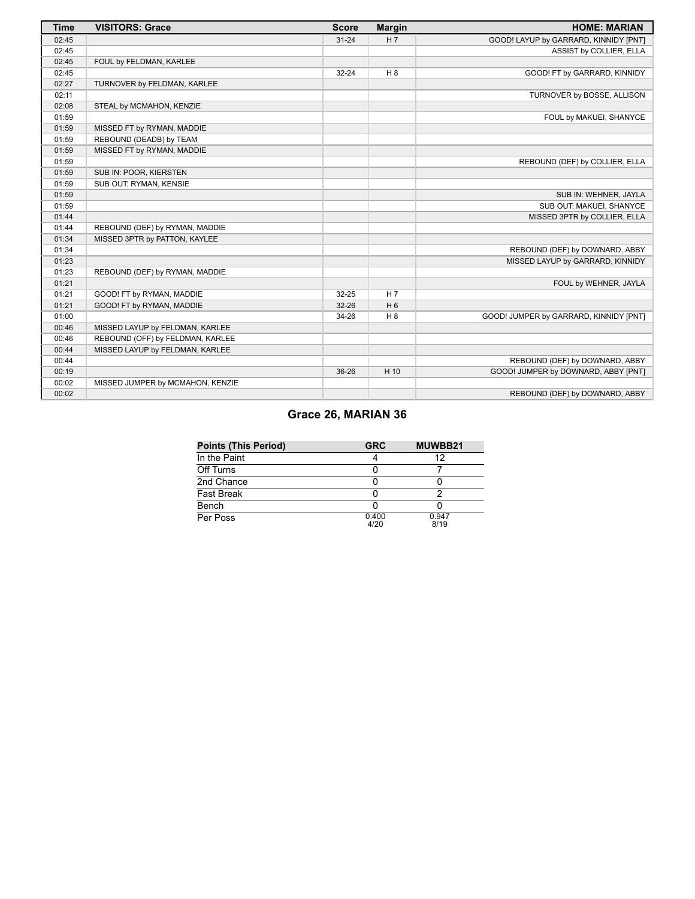| Time | VISITORS: Grace | Score | Margin | HOME: MARIAN |
|---|---|---|---|---|
| 02:45 | | 31-24 | H 7 | GOOD! LAYUP by GARRARD, KINNIDY [PNT] |
| 02:45 | | | | ASSIST by COLLIER, ELLA |
| 02:45 | FOUL by FELDMAN, KARLEE | | | |
| 02:45 | | 32-24 | H 8 | GOOD! FT by GARRARD, KINNIDY |
| 02:27 | TURNOVER by FELDMAN, KARLEE | | | |
| 02:11 | | | | TURNOVER by BOSSE, ALLISON |
| 02:08 | STEAL by MCMAHON, KENZIE | | | |
| 01:59 | | | | FOUL by MAKUEI, SHANYCE |
| 01:59 | MISSED FT by RYMAN, MADDIE | | | |
| 01:59 | REBOUND (DEADB) by TEAM | | | |
| 01:59 | MISSED FT by RYMAN, MADDIE | | | |
| 01:59 | | | | REBOUND (DEF) by COLLIER, ELLA |
| 01:59 | SUB IN: POOR, KIERSTEN | | | |
| 01:59 | SUB OUT: RYMAN, KENSIE | | | |
| 01:59 | | | | SUB IN: WEHNER, JAYLA |
| 01:59 | | | | SUB OUT: MAKUEI, SHANYCE |
| 01:44 | | | | MISSED 3PTR by COLLIER, ELLA |
| 01:44 | REBOUND (DEF) by RYMAN, MADDIE | | | |
| 01:34 | MISSED 3PTR by PATTON, KAYLEE | | | |
| 01:34 | | | | REBOUND (DEF) by DOWNARD, ABBY |
| 01:23 | | | | MISSED LAYUP by GARRARD, KINNIDY |
| 01:23 | REBOUND (DEF) by RYMAN, MADDIE | | | |
| 01:21 | | | | FOUL by WEHNER, JAYLA |
| 01:21 | GOOD! FT by RYMAN, MADDIE | 32-25 | H 7 | |
| 01:21 | GOOD! FT by RYMAN, MADDIE | 32-26 | H 6 | |
| 01:00 | | 34-26 | H 8 | GOOD! JUMPER by GARRARD, KINNIDY [PNT] |
| 00:46 | MISSED LAYUP by FELDMAN, KARLEE | | | |
| 00:46 | REBOUND (OFF) by FELDMAN, KARLEE | | | |
| 00:44 | MISSED LAYUP by FELDMAN, KARLEE | | | |
| 00:44 | | | | REBOUND (DEF) by DOWNARD, ABBY |
| 00:19 | | 36-26 | H 10 | GOOD! JUMPER by DOWNARD, ABBY [PNT] |
| 00:02 | MISSED JUMPER by MCMAHON, KENZIE | | | |
| 00:02 | | | | REBOUND (DEF) by DOWNARD, ABBY |

## Grace 26, MARIAN 36

| Points (This Period) | GRC | MUWBB21 |
|---|---|---|
| In the Paint | 4 | 12 |
| Off Turns | 0 | 7 |
| 2nd Chance | 0 | 0 |
| Fast Break | 0 | 2 |
| Bench | 0 | 0 |
| Per Poss | 0.400 4/20 | 0.947 8/19 |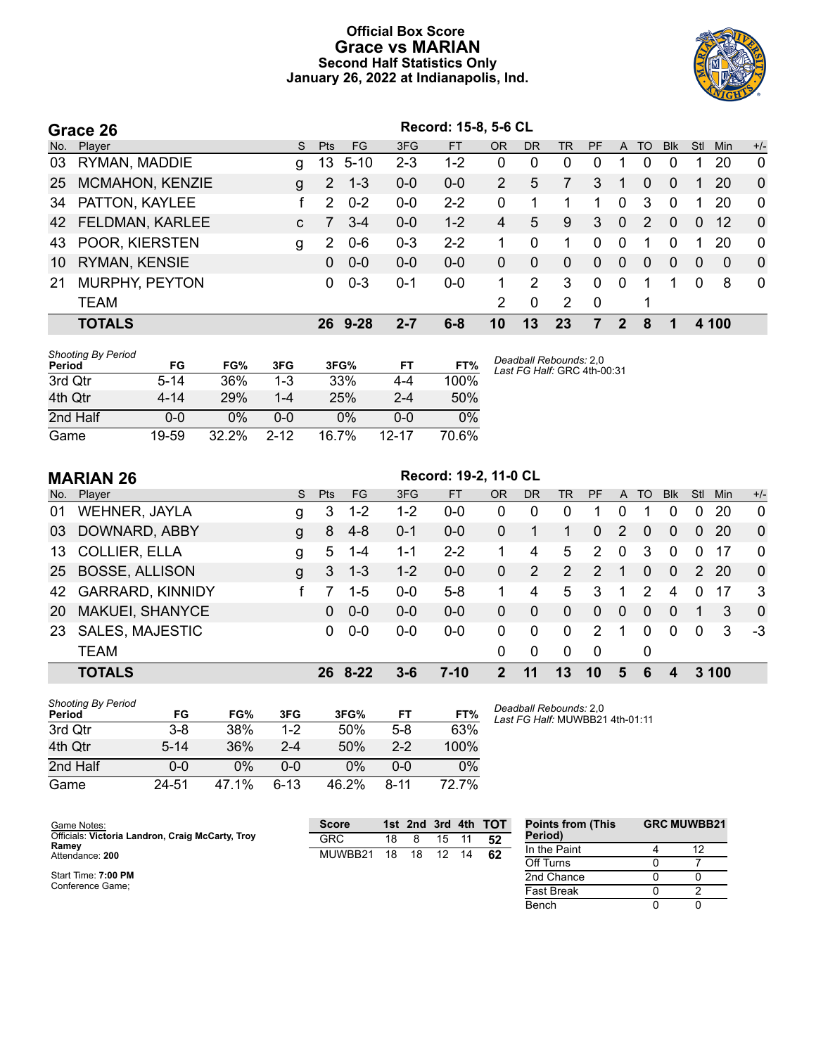# Official Box Score
## Grace vs MARIAN
### Second Half Statistics Only
### January 26, 2022 at Indianapolis, Ind.

## Grace 26

**Record: 15-8, 5-6 CL**

| No. | Player | S | Pts | FG | 3FG | FT | OR | DR | TR | PF | A | TO | Blk | Stl | Min | +/- |
|---|---|---|---|---|---|---|---|---|---|---|---|---|---|---|---|---|
| 03 | RYMAN, MADDIE | g | 13 | 5-10 | 2-3 | 1-2 | 0 | 0 | 0 | 0 | 1 | 0 | 0 | 1 | 20 | 0 |
| 25 | MCMAHON, KENZIE | g | 2 | 1-3 | 0-0 | 0-0 | 2 | 5 | 7 | 3 | 1 | 0 | 0 | 1 | 20 | 0 |
| 34 | PATTON, KAYLEE | f | 2 | 0-2 | 0-0 | 2-2 | 0 | 1 | 1 | 1 | 0 | 3 | 0 | 1 | 20 | 0 |
| 42 | FELDMAN, KARLEE | c | 7 | 3-4 | 0-0 | 1-2 | 4 | 5 | 9 | 3 | 0 | 2 | 0 | 0 | 12 | 0 |
| 43 | POOR, KIERSTEN | g | 2 | 0-6 | 0-3 | 2-2 | 1 | 0 | 1 | 0 | 0 | 1 | 0 | 1 | 20 | 0 |
| 10 | RYMAN, KENSIE | | 0 | 0-0 | 0-0 | 0-0 | 0 | 0 | 0 | 0 | 0 | 0 | 0 | 0 | 0 | 0 |
| 21 | MURPHY, PEYTON | | 0 | 0-3 | 0-1 | 0-0 | 1 | 2 | 3 | 0 | 0 | 1 | 1 | 0 | 8 | 0 |
| | TEAM | | | | | | 2 | 0 | 2 | 0 | | 1 | | | | |
| | **TOTALS** | | **26** | **9-28** | **2-7** | **6-8** | **10** | **13** | **23** | **7** | **2** | **8** | **1** | **4** | **100** | |

*Shooting By Period*

| Period | FG | FG% | 3FG | 3FG% | FT | FT% |
|---|---|---|---|---|---|---|
| 3rd Qtr | 5-14 | 36% | 1-3 | 33% | 4-4 | 100% |
| 4th Qtr | 4-14 | 29% | 1-4 | 25% | 2-4 | 50% |
| 2nd Half | 0-0 | 0% | 0-0 | 0% | 0-0 | 0% |
| Game | 19-59 | 32.2% | 2-12 | 16.7% | 12-17 | 70.6% |

*Deadball Rebounds:* 2,0
*Last FG Half:* GRC 4th-00:31

## MARIAN 26

**Record: 19-2, 11-0 CL**

| No. | Player | S | Pts | FG | 3FG | FT | OR | DR | TR | PF | A | TO | Blk | Stl | Min | +/- |
|---|---|---|---|---|---|---|---|---|---|---|---|---|---|---|---|---|
| 01 | WEHNER, JAYLA | g | 3 | 1-2 | 1-2 | 0-0 | 0 | 0 | 0 | 1 | 0 | 1 | 0 | 0 | 20 | 0 |
| 03 | DOWNARD, ABBY | g | 8 | 4-8 | 0-1 | 0-0 | 0 | 1 | 1 | 0 | 2 | 0 | 0 | 0 | 20 | 0 |
| 13 | COLLIER, ELLA | g | 5 | 1-4 | 1-1 | 2-2 | 1 | 4 | 5 | 2 | 0 | 3 | 0 | 0 | 17 | 0 |
| 25 | BOSSE, ALLISON | g | 3 | 1-3 | 1-2 | 0-0 | 0 | 2 | 2 | 2 | 1 | 0 | 0 | 2 | 20 | 0 |
| 42 | GARRARD, KINNIDY | f | 7 | 1-5 | 0-0 | 5-8 | 1 | 4 | 5 | 3 | 1 | 2 | 4 | 0 | 17 | 3 |
| 20 | MAKUEI, SHANYCE | | 0 | 0-0 | 0-0 | 0-0 | 0 | 0 | 0 | 0 | 0 | 0 | 0 | 1 | 3 | 0 |
| 23 | SALES, MAJESTIC | | 0 | 0-0 | 0-0 | 0-0 | 0 | 0 | 0 | 2 | 1 | 0 | 0 | 0 | 3 | -3 |
| | TEAM | | | | | | 0 | 0 | 0 | 0 | | 0 | | | | |
| | **TOTALS** | | **26** | **8-22** | **3-6** | **7-10** | **2** | **11** | **13** | **10** | **5** | **6** | **4** | **3** | **100** | |

*Shooting By Period*

| Period | FG | FG% | 3FG | 3FG% | FT | FT% |
|---|---|---|---|---|---|---|
| 3rd Qtr | 3-8 | 38% | 1-2 | 50% | 5-8 | 63% |
| 4th Qtr | 5-14 | 36% | 2-4 | 50% | 2-2 | 100% |
| 2nd Half | 0-0 | 0% | 0-0 | 0% | 0-0 | 0% |
| Game | 24-51 | 47.1% | 6-13 | 46.2% | 8-11 | 72.7% |

*Deadball Rebounds:* 2,0
*Last FG Half:* MUWBB21 4th-01:11

Game Notes:
Officials: **Victoria Landron, Craig McCarty, Troy Ramey**
Attendance: **200**

Start Time: **7:00 PM**
Conference Game;

| Score | 1st | 2nd | 3rd | 4th | TOT |
|---|---|---|---|---|---|
| GRC | 18 | 8 | 15 | 11 | **52** |
| MUWBB21 | 18 | 18 | 12 | 14 | **62** |

| Points from (This Period) | GRC | MUWBB21 |
|---|---|---|
| In the Paint | 4 | 12 |
| Off Turns | 0 | 7 |
| 2nd Chance | 0 | 0 |
| Fast Break | 0 | 2 |
| Bench | 0 | 0 |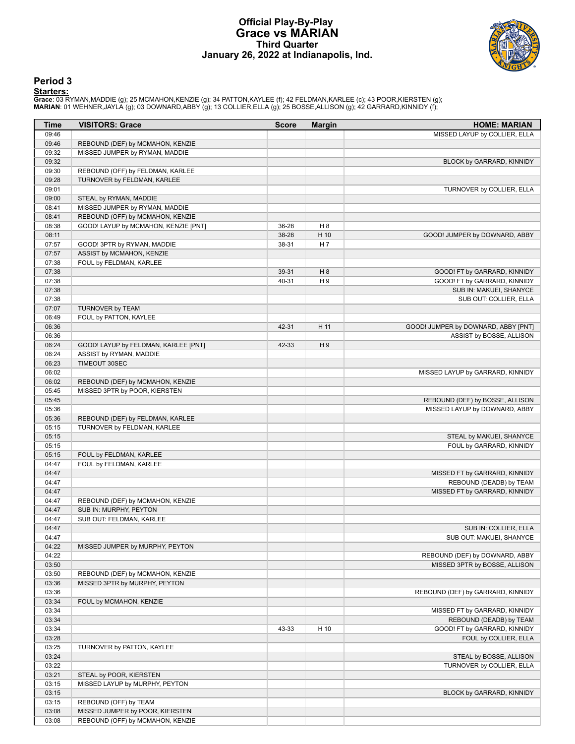# Official Play-By-Play
# Grace vs MARIAN
## Third Quarter
## January 26, 2022 at Indianapolis, Ind.

### Period 3

**Starters:**

**Grace**: 03 RYMAN,MADDIE (g); 25 MCMAHON,KENZIE (g); 34 PATTON,KAYLEE (f); 42 FELDMAN,KARLEE (c); 43 POOR,KIERSTEN (g);
**MARIAN**: 01 WEHNER,JAYLA (g); 03 DOWNARD,ABBY (g); 13 COLLIER,ELLA (g); 25 BOSSE,ALLISON (g); 42 GARRARD,KINNIDY (f);

| Time | VISITORS: Grace | Score | Margin | HOME: MARIAN |
|---|---|---|---|---|
| 09:46 | | | | MISSED LAYUP by COLLIER, ELLA |
| 09:46 | REBOUND (DEF) by MCMAHON, KENZIE | | | |
| 09:32 | MISSED JUMPER by RYMAN, MADDIE | | | |
| 09:32 | | | | BLOCK by GARRARD, KINNIDY |
| 09:30 | REBOUND (OFF) by FELDMAN, KARLEE | | | |
| 09:28 | TURNOVER by FELDMAN, KARLEE | | | |
| 09:01 | | | | TURNOVER by COLLIER, ELLA |
| 09:00 | STEAL by RYMAN, MADDIE | | | |
| 08:41 | MISSED JUMPER by RYMAN, MADDIE | | | |
| 08:41 | REBOUND (OFF) by MCMAHON, KENZIE | | | |
| 08:38 | GOOD! LAYUP by MCMAHON, KENZIE [PNT] | 36-28 | H 8 | |
| 08:11 | | 38-28 | H 10 | GOOD! JUMPER by DOWNARD, ABBY |
| 07:57 | GOOD! 3PTR by RYMAN, MADDIE | 38-31 | H 7 | |
| 07:57 | ASSIST by MCMAHON, KENZIE | | | |
| 07:38 | FOUL by FELDMAN, KARLEE | | | |
| 07:38 | | 39-31 | H 8 | GOOD! FT by GARRARD, KINNIDY |
| 07:38 | | 40-31 | H 9 | GOOD! FT by GARRARD, KINNIDY |
| 07:38 | | | | SUB IN: MAKUEI, SHANYCE |
| 07:38 | | | | SUB OUT: COLLIER, ELLA |
| 07:07 | TURNOVER by TEAM | | | |
| 06:49 | FOUL by PATTON, KAYLEE | | | |
| 06:36 | | 42-31 | H 11 | GOOD! JUMPER by DOWNARD, ABBY [PNT] |
| 06:36 | | | | ASSIST by BOSSE, ALLISON |
| 06:24 | GOOD! LAYUP by FELDMAN, KARLEE [PNT] | 42-33 | H 9 | |
| 06:24 | ASSIST by RYMAN, MADDIE | | | |
| 06:23 | TIMEOUT 30SEC | | | |
| 06:02 | | | | MISSED LAYUP by GARRARD, KINNIDY |
| 06:02 | REBOUND (DEF) by MCMAHON, KENZIE | | | |
| 05:45 | MISSED 3PTR by POOR, KIERSTEN | | | |
| 05:45 | | | | REBOUND (DEF) by BOSSE, ALLISON |
| 05:36 | | | | MISSED LAYUP by DOWNARD, ABBY |
| 05:36 | REBOUND (DEF) by FELDMAN, KARLEE | | | |
| 05:15 | TURNOVER by FELDMAN, KARLEE | | | |
| 05:15 | | | | STEAL by MAKUEI, SHANYCE |
| 05:15 | | | | FOUL by GARRARD, KINNIDY |
| 05:15 | FOUL by FELDMAN, KARLEE | | | |
| 04:47 | FOUL by FELDMAN, KARLEE | | | |
| 04:47 | | | | MISSED FT by GARRARD, KINNIDY |
| 04:47 | | | | REBOUND (DEADB) by TEAM |
| 04:47 | | | | MISSED FT by GARRARD, KINNIDY |
| 04:47 | REBOUND (DEF) by MCMAHON, KENZIE | | | |
| 04:47 | SUB IN: MURPHY, PEYTON | | | |
| 04:47 | SUB OUT: FELDMAN, KARLEE | | | |
| 04:47 | | | | SUB IN: COLLIER, ELLA |
| 04:47 | | | | SUB OUT: MAKUEI, SHANYCE |
| 04:22 | MISSED JUMPER by MURPHY, PEYTON | | | |
| 04:22 | | | | REBOUND (DEF) by DOWNARD, ABBY |
| 03:50 | | | | MISSED 3PTR by BOSSE, ALLISON |
| 03:50 | REBOUND (DEF) by MCMAHON, KENZIE | | | |
| 03:36 | MISSED 3PTR by MURPHY, PEYTON | | | |
| 03:36 | | | | REBOUND (DEF) by GARRARD, KINNIDY |
| 03:34 | FOUL by MCMAHON, KENZIE | | | |
| 03:34 | | | | MISSED FT by GARRARD, KINNIDY |
| 03:34 | | | | REBOUND (DEADB) by TEAM |
| 03:34 | | 43-33 | H 10 | GOOD! FT by GARRARD, KINNIDY |
| 03:28 | | | | FOUL by COLLIER, ELLA |
| 03:25 | TURNOVER by PATTON, KAYLEE | | | |
| 03:24 | | | | STEAL by BOSSE, ALLISON |
| 03:22 | | | | TURNOVER by COLLIER, ELLA |
| 03:21 | STEAL by POOR, KIERSTEN | | | |
| 03:15 | MISSED LAYUP by MURPHY, PEYTON | | | |
| 03:15 | | | | BLOCK by GARRARD, KINNIDY |
| 03:15 | REBOUND (OFF) by TEAM | | | |
| 03:08 | MISSED JUMPER by POOR, KIERSTEN | | | |
| 03:08 | REBOUND (OFF) by MCMAHON, KENZIE | | | |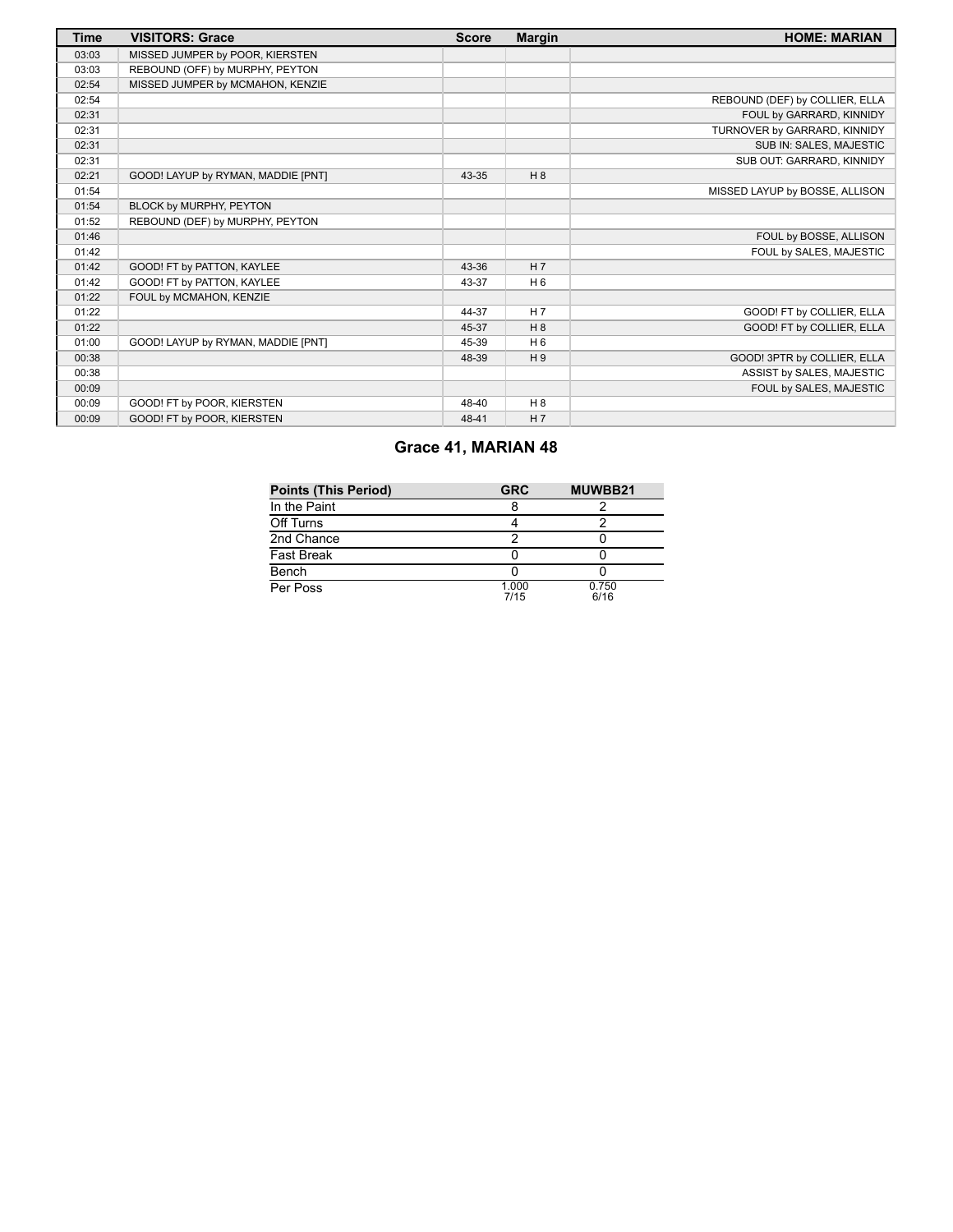| Time | VISITORS: Grace | Score | Margin | HOME: MARIAN |
| --- | --- | --- | --- | --- |
| 03:03 | MISSED JUMPER by POOR, KIERSTEN | | | |
| 03:03 | REBOUND (OFF) by MURPHY, PEYTON | | | |
| 02:54 | MISSED JUMPER by MCMAHON, KENZIE | | | |
| 02:54 | | | | REBOUND (DEF) by COLLIER, ELLA |
| 02:31 | | | | FOUL by GARRARD, KINNIDY |
| 02:31 | | | | TURNOVER by GARRARD, KINNIDY |
| 02:31 | | | | SUB IN: SALES, MAJESTIC |
| 02:31 | | | | SUB OUT: GARRARD, KINNIDY |
| 02:21 | GOOD! LAYUP by RYMAN, MADDIE [PNT] | 43-35 | H 8 | |
| 01:54 | | | | MISSED LAYUP by BOSSE, ALLISON |
| 01:54 | BLOCK by MURPHY, PEYTON | | | |
| 01:52 | REBOUND (DEF) by MURPHY, PEYTON | | | |
| 01:46 | | | | FOUL by BOSSE, ALLISON |
| 01:42 | | | | FOUL by SALES, MAJESTIC |
| 01:42 | GOOD! FT by PATTON, KAYLEE | 43-36 | H 7 | |
| 01:42 | GOOD! FT by PATTON, KAYLEE | 43-37 | H 6 | |
| 01:22 | FOUL by MCMAHON, KENZIE | | | |
| 01:22 | | 44-37 | H 7 | GOOD! FT by COLLIER, ELLA |
| 01:22 | | 45-37 | H 8 | GOOD! FT by COLLIER, ELLA |
| 01:00 | GOOD! LAYUP by RYMAN, MADDIE [PNT] | 45-39 | H 6 | |
| 00:38 | | 48-39 | H 9 | GOOD! 3PTR by COLLIER, ELLA |
| 00:38 | | | | ASSIST by SALES, MAJESTIC |
| 00:09 | | | | FOUL by SALES, MAJESTIC |
| 00:09 | GOOD! FT by POOR, KIERSTEN | 48-40 | H 8 | |
| 00:09 | GOOD! FT by POOR, KIERSTEN | 48-41 | H 7 | |

## Grace 41, MARIAN 48

| Points (This Period) | GRC | MUWBB21 |
| --- | --- | --- |
| In the Paint | 8 | 2 |
| Off Turns | 4 | 2 |
| 2nd Chance | 2 | 0 |
| Fast Break | 0 | 0 |
| Bench | 0 | 0 |
| Per Poss | 1.000 7/15 | 0.750 6/16 |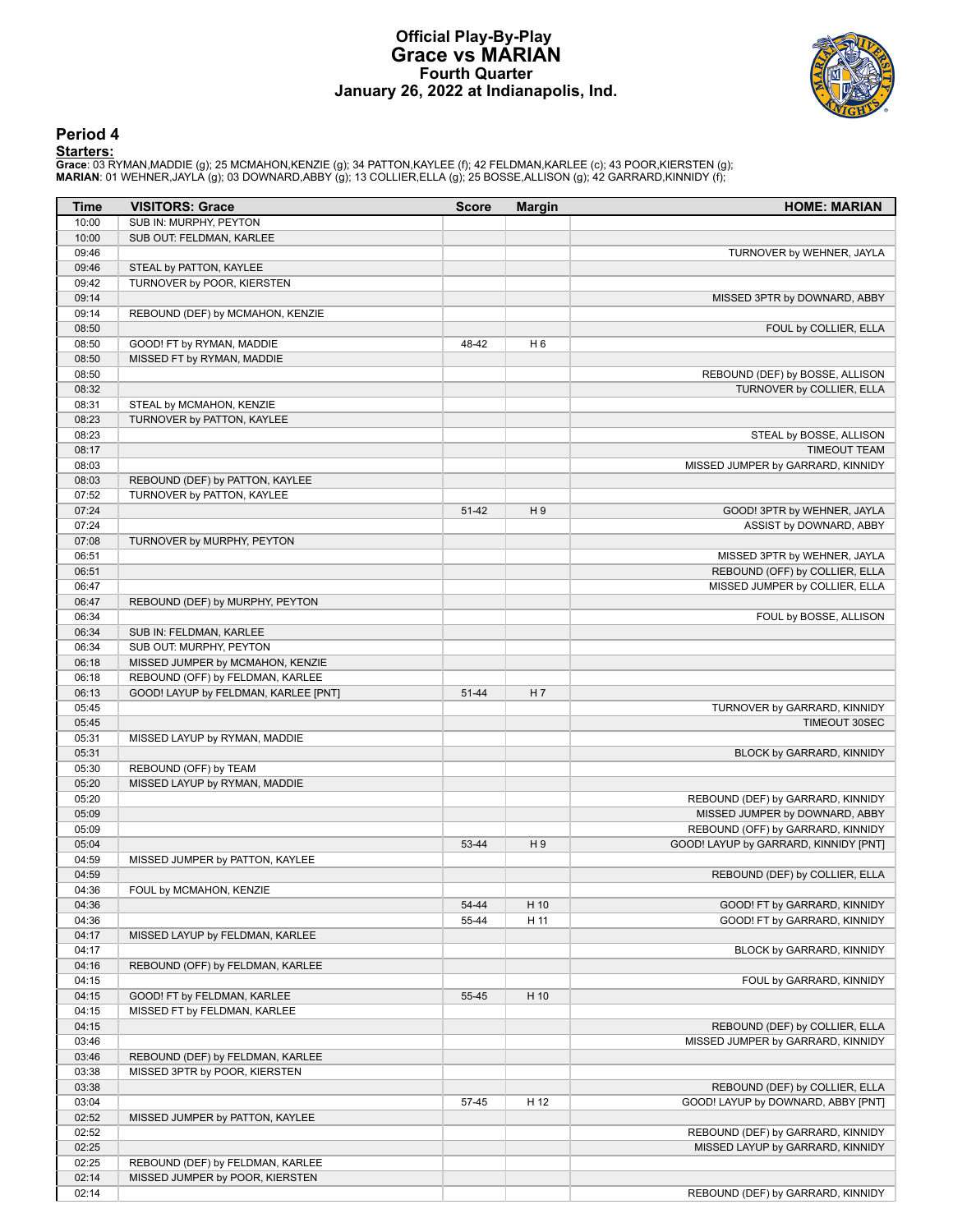# Official Play-By-Play
# Grace vs MARIAN
## Fourth Quarter
## January 26, 2022 at Indianapolis, Ind.

### Period 4

**Starters:**

**Grace**: 03 RYMAN,MADDIE (g); 25 MCMAHON,KENZIE (g); 34 PATTON,KAYLEE (f); 42 FELDMAN,KARLEE (c); 43 POOR,KIERSTEN (g);
**MARIAN**: 01 WEHNER,JAYLA (g); 03 DOWNARD,ABBY (g); 13 COLLIER,ELLA (g); 25 BOSSE,ALLISON (g); 42 GARRARD,KINNIDY (f);

| Time | VISITORS: Grace | Score | Margin | HOME: MARIAN |
|---|---|---|---|---|
| 10:00 | SUB IN: MURPHY, PEYTON | | | |
| 10:00 | SUB OUT: FELDMAN, KARLEE | | | |
| 09:46 | | | | TURNOVER by WEHNER, JAYLA |
| 09:46 | STEAL by PATTON, KAYLEE | | | |
| 09:42 | TURNOVER by POOR, KIERSTEN | | | |
| 09:14 | | | | MISSED 3PTR by DOWNARD, ABBY |
| 09:14 | REBOUND (DEF) by MCMAHON, KENZIE | | | |
| 08:50 | | | | FOUL by COLLIER, ELLA |
| 08:50 | GOOD! FT by RYMAN, MADDIE | 48-42 | H 6 | |
| 08:50 | MISSED FT by RYMAN, MADDIE | | | |
| 08:50 | | | | REBOUND (DEF) by BOSSE, ALLISON |
| 08:32 | | | | TURNOVER by COLLIER, ELLA |
| 08:31 | STEAL by MCMAHON, KENZIE | | | |
| 08:23 | TURNOVER by PATTON, KAYLEE | | | |
| 08:23 | | | | STEAL by BOSSE, ALLISON |
| 08:17 | | | | TIMEOUT TEAM |
| 08:03 | | | | MISSED JUMPER by GARRARD, KINNIDY |
| 08:03 | REBOUND (DEF) by PATTON, KAYLEE | | | |
| 07:52 | TURNOVER by PATTON, KAYLEE | | | |
| 07:24 | | 51-42 | H 9 | GOOD! 3PTR by WEHNER, JAYLA |
| 07:24 | | | | ASSIST by DOWNARD, ABBY |
| 07:08 | TURNOVER by MURPHY, PEYTON | | | |
| 06:51 | | | | MISSED 3PTR by WEHNER, JAYLA |
| 06:51 | | | | REBOUND (OFF) by COLLIER, ELLA |
| 06:47 | | | | MISSED JUMPER by COLLIER, ELLA |
| 06:47 | REBOUND (DEF) by MURPHY, PEYTON | | | |
| 06:34 | | | | FOUL by BOSSE, ALLISON |
| 06:34 | SUB IN: FELDMAN, KARLEE | | | |
| 06:34 | SUB OUT: MURPHY, PEYTON | | | |
| 06:18 | MISSED JUMPER by MCMAHON, KENZIE | | | |
| 06:18 | REBOUND (OFF) by FELDMAN, KARLEE | | | |
| 06:13 | GOOD! LAYUP by FELDMAN, KARLEE [PNT] | 51-44 | H 7 | |
| 05:45 | | | | TURNOVER by GARRARD, KINNIDY |
| 05:45 | | | | TIMEOUT 30SEC |
| 05:31 | MISSED LAYUP by RYMAN, MADDIE | | | |
| 05:31 | | | | BLOCK by GARRARD, KINNIDY |
| 05:30 | REBOUND (OFF) by TEAM | | | |
| 05:20 | MISSED LAYUP by RYMAN, MADDIE | | | |
| 05:20 | | | | REBOUND (DEF) by GARRARD, KINNIDY |
| 05:09 | | | | MISSED JUMPER by DOWNARD, ABBY |
| 05:09 | | | | REBOUND (OFF) by GARRARD, KINNIDY |
| 05:04 | | 53-44 | H 9 | GOOD! LAYUP by GARRARD, KINNIDY [PNT] |
| 04:59 | MISSED JUMPER by PATTON, KAYLEE | | | |
| 04:59 | | | | REBOUND (DEF) by COLLIER, ELLA |
| 04:36 | FOUL by MCMAHON, KENZIE | | | |
| 04:36 | | 54-44 | H 10 | GOOD! FT by GARRARD, KINNIDY |
| 04:36 | | 55-44 | H 11 | GOOD! FT by GARRARD, KINNIDY |
| 04:17 | MISSED LAYUP by FELDMAN, KARLEE | | | |
| 04:17 | | | | BLOCK by GARRARD, KINNIDY |
| 04:16 | REBOUND (OFF) by FELDMAN, KARLEE | | | |
| 04:15 | | | | FOUL by GARRARD, KINNIDY |
| 04:15 | GOOD! FT by FELDMAN, KARLEE | 55-45 | H 10 | |
| 04:15 | MISSED FT by FELDMAN, KARLEE | | | |
| 04:15 | | | | REBOUND (DEF) by COLLIER, ELLA |
| 03:46 | | | | MISSED JUMPER by GARRARD, KINNIDY |
| 03:46 | REBOUND (DEF) by FELDMAN, KARLEE | | | |
| 03:38 | MISSED 3PTR by POOR, KIERSTEN | | | |
| 03:38 | | | | REBOUND (DEF) by COLLIER, ELLA |
| 03:04 | | 57-45 | H 12 | GOOD! LAYUP by DOWNARD, ABBY [PNT] |
| 02:52 | MISSED JUMPER by PATTON, KAYLEE | | | |
| 02:52 | | | | REBOUND (DEF) by GARRARD, KINNIDY |
| 02:25 | | | | MISSED LAYUP by GARRARD, KINNIDY |
| 02:25 | REBOUND (DEF) by FELDMAN, KARLEE | | | |
| 02:14 | MISSED JUMPER by POOR, KIERSTEN | | | |
| 02:14 | | | | REBOUND (DEF) by GARRARD, KINNIDY |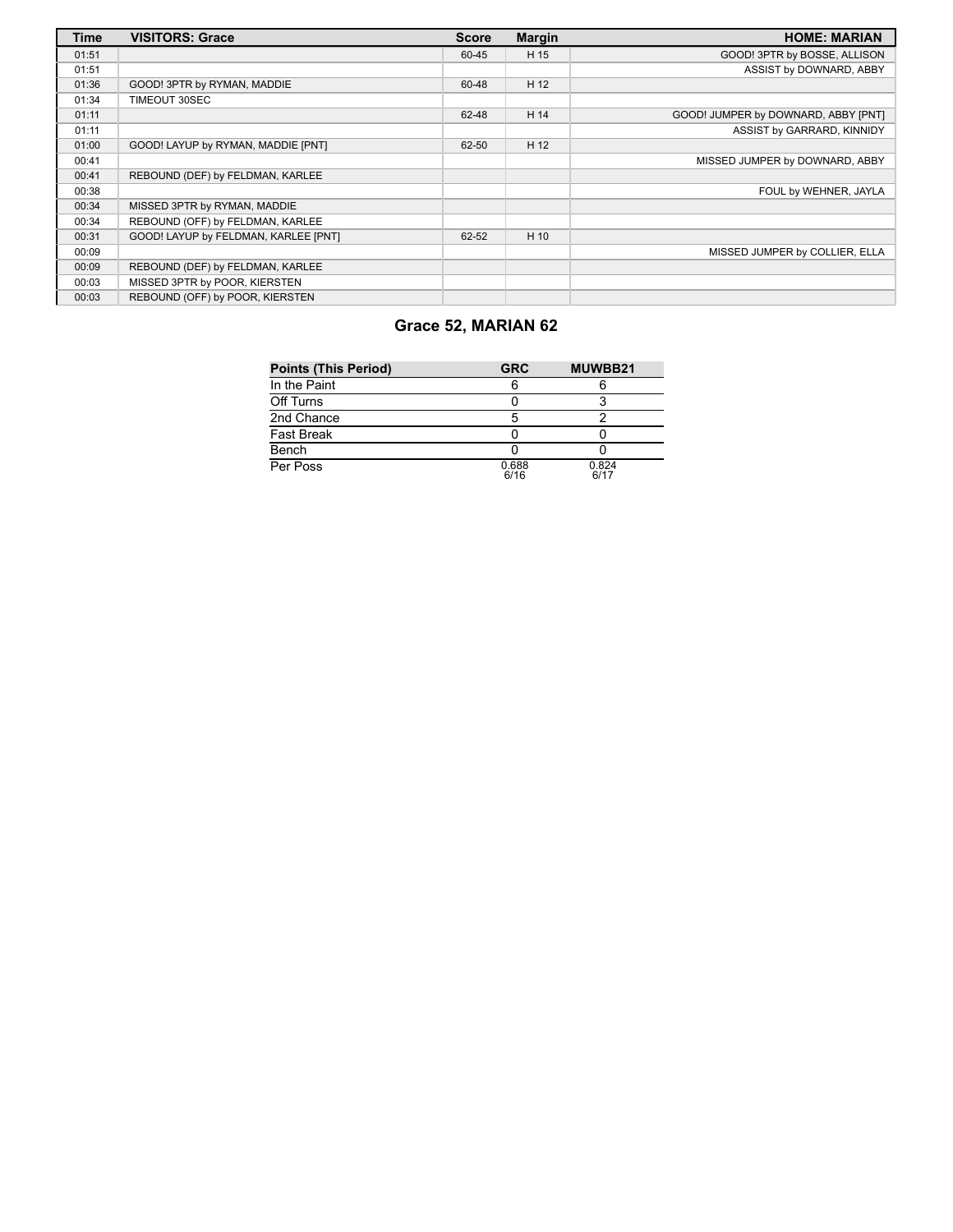| Time | VISITORS: Grace | Score | Margin | HOME: MARIAN |
| --- | --- | --- | --- | --- |
| 01:51 | | 60-45 | H 15 | GOOD! 3PTR by BOSSE, ALLISON |
| 01:51 | | | | ASSIST by DOWNARD, ABBY |
| 01:36 | GOOD! 3PTR by RYMAN, MADDIE | 60-48 | H 12 | |
| 01:34 | TIMEOUT 30SEC | | | |
| 01:11 | | 62-48 | H 14 | GOOD! JUMPER by DOWNARD, ABBY [PNT] |
| 01:11 | | | | ASSIST by GARRARD, KINNIDY |
| 01:00 | GOOD! LAYUP by RYMAN, MADDIE [PNT] | 62-50 | H 12 | |
| 00:41 | | | | MISSED JUMPER by DOWNARD, ABBY |
| 00:41 | REBOUND (DEF) by FELDMAN, KARLEE | | | |
| 00:38 | | | | FOUL by WEHNER, JAYLA |
| 00:34 | MISSED 3PTR by RYMAN, MADDIE | | | |
| 00:34 | REBOUND (OFF) by FELDMAN, KARLEE | | | |
| 00:31 | GOOD! LAYUP by FELDMAN, KARLEE [PNT] | 62-52 | H 10 | |
| 00:09 | | | | MISSED JUMPER by COLLIER, ELLA |
| 00:09 | REBOUND (DEF) by FELDMAN, KARLEE | | | |
| 00:03 | MISSED 3PTR by POOR, KIERSTEN | | | |
| 00:03 | REBOUND (OFF) by POOR, KIERSTEN | | | |

## Grace 52, MARIAN 62

| Points (This Period) | GRC | MUWBB21 |
| --- | --- | --- |
| In the Paint | 6 | 6 |
| Off Turns | 0 | 3 |
| 2nd Chance | 5 | 2 |
| Fast Break | 0 | 0 |
| Bench | 0 | 0 |
| Per Poss | 0.688 6/16 | 0.824 6/17 |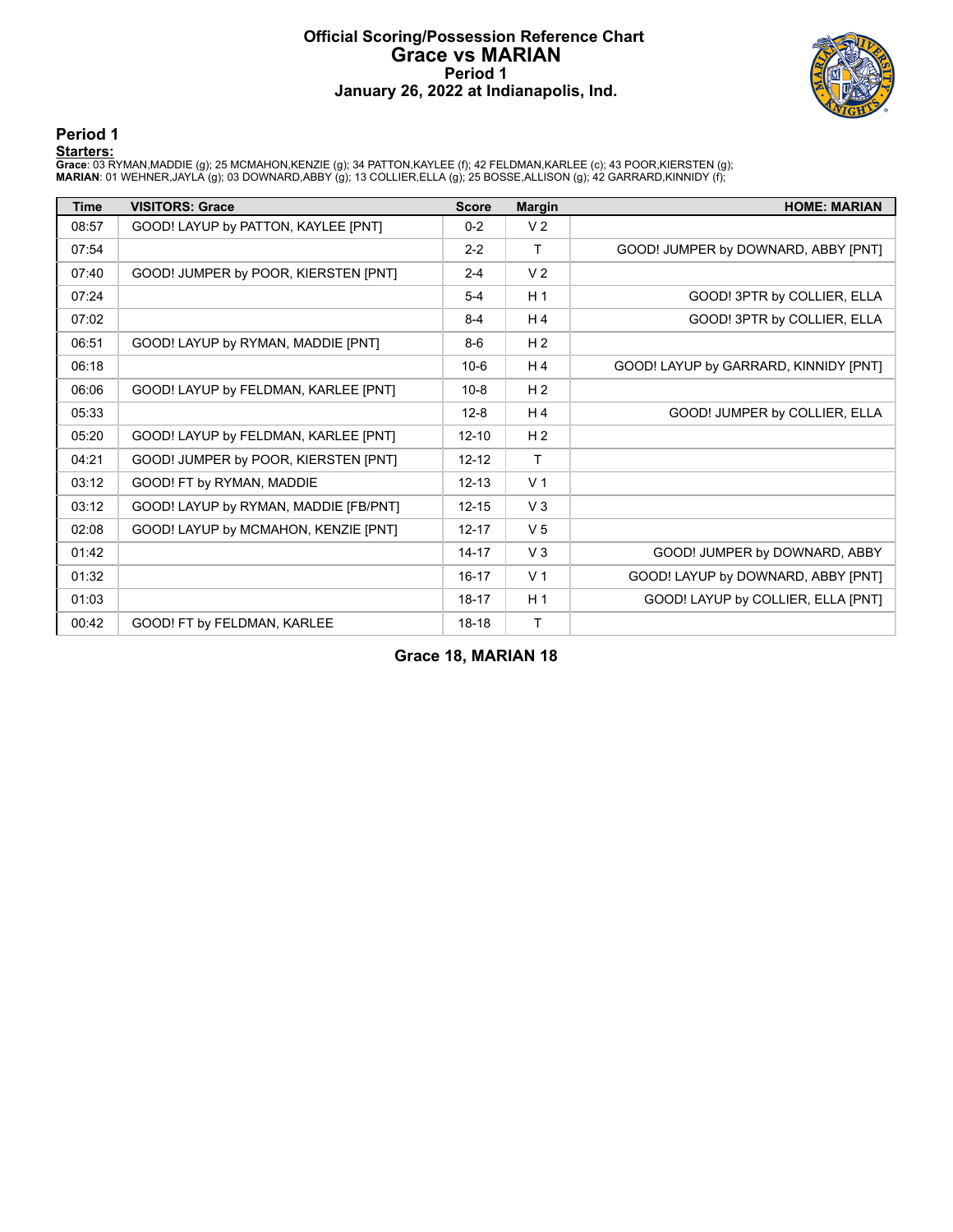# Official Scoring/Possession Reference Chart
# Grace vs MARIAN
## Period 1
## January 26, 2022 at Indianapolis, Ind.

### Period 1

**Starters:**

**Grace**: 03 RYMAN,MADDIE (g); 25 MCMAHON,KENZIE (g); 34 PATTON,KAYLEE (f); 42 FELDMAN,KARLEE (c); 43 POOR,KIERSTEN (g);
**MARIAN**: 01 WEHNER,JAYLA (g); 03 DOWNARD,ABBY (g); 13 COLLIER,ELLA (g); 25 BOSSE,ALLISON (g); 42 GARRARD,KINNIDY (f);

| Time | VISITORS: Grace | Score | Margin | HOME: MARIAN |
|---|---|---|---|---|
| 08:57 | GOOD! LAYUP by PATTON, KAYLEE [PNT] | 0-2 | V 2 | |
| 07:54 | | 2-2 | T | GOOD! JUMPER by DOWNARD, ABBY [PNT] |
| 07:40 | GOOD! JUMPER by POOR, KIERSTEN [PNT] | 2-4 | V 2 | |
| 07:24 | | 5-4 | H 1 | GOOD! 3PTR by COLLIER, ELLA |
| 07:02 | | 8-4 | H 4 | GOOD! 3PTR by COLLIER, ELLA |
| 06:51 | GOOD! LAYUP by RYMAN, MADDIE [PNT] | 8-6 | H 2 | |
| 06:18 | | 10-6 | H 4 | GOOD! LAYUP by GARRARD, KINNIDY [PNT] |
| 06:06 | GOOD! LAYUP by FELDMAN, KARLEE [PNT] | 10-8 | H 2 | |
| 05:33 | | 12-8 | H 4 | GOOD! JUMPER by COLLIER, ELLA |
| 05:20 | GOOD! LAYUP by FELDMAN, KARLEE [PNT] | 12-10 | H 2 | |
| 04:21 | GOOD! JUMPER by POOR, KIERSTEN [PNT] | 12-12 | T | |
| 03:12 | GOOD! FT by RYMAN, MADDIE | 12-13 | V 1 | |
| 03:12 | GOOD! LAYUP by RYMAN, MADDIE [FB/PNT] | 12-15 | V 3 | |
| 02:08 | GOOD! LAYUP by MCMAHON, KENZIE [PNT] | 12-17 | V 5 | |
| 01:42 | | 14-17 | V 3 | GOOD! JUMPER by DOWNARD, ABBY |
| 01:32 | | 16-17 | V 1 | GOOD! LAYUP by DOWNARD, ABBY [PNT] |
| 01:03 | | 18-17 | H 1 | GOOD! LAYUP by COLLIER, ELLA [PNT] |
| 00:42 | GOOD! FT by FELDMAN, KARLEE | 18-18 | T | |

**Grace 18, MARIAN 18**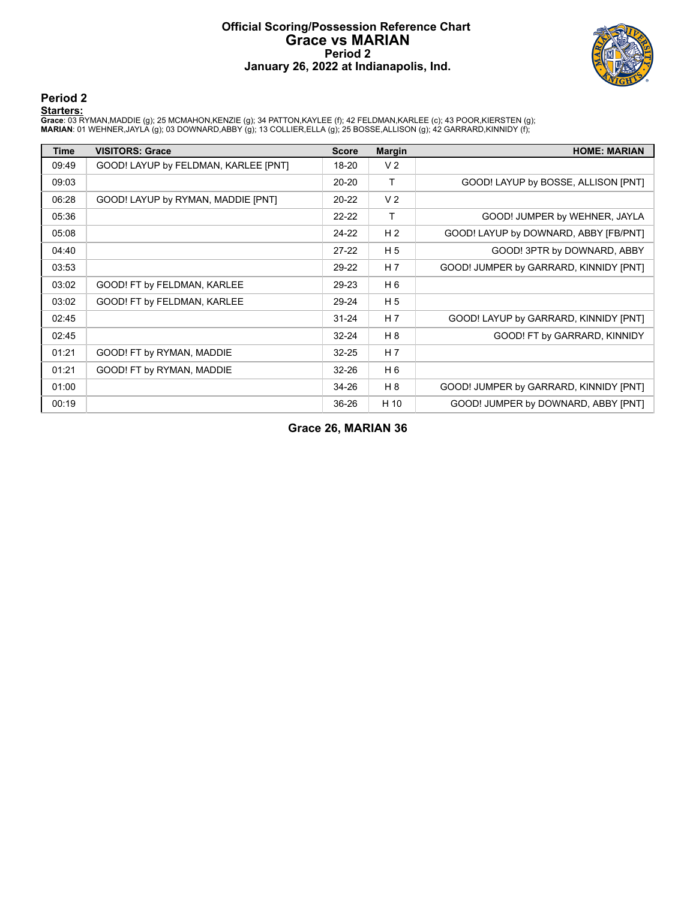# Official Scoring/Possession Reference Chart
# Grace vs MARIAN
## Period 2
## January 26, 2022 at Indianapolis, Ind.

### Period 2

**Starters:**

**Grace**: 03 RYMAN,MADDIE (g); 25 MCMAHON,KENZIE (g); 34 PATTON,KAYLEE (f); 42 FELDMAN,KARLEE (c); 43 POOR,KIERSTEN (g);
**MARIAN**: 01 WEHNER,JAYLA (g); 03 DOWNARD,ABBY (g); 13 COLLIER,ELLA (g); 25 BOSSE,ALLISON (g); 42 GARRARD,KINNIDY (f);

| Time | VISITORS: Grace | Score | Margin | HOME: MARIAN |
|---|---|---|---|---|
| 09:49 | GOOD! LAYUP by FELDMAN, KARLEE [PNT] | 18-20 | V 2 | |
| 09:03 | | 20-20 | T | GOOD! LAYUP by BOSSE, ALLISON [PNT] |
| 06:28 | GOOD! LAYUP by RYMAN, MADDIE [PNT] | 20-22 | V 2 | |
| 05:36 | | 22-22 | T | GOOD! JUMPER by WEHNER, JAYLA |
| 05:08 | | 24-22 | H 2 | GOOD! LAYUP by DOWNARD, ABBY [FB/PNT] |
| 04:40 | | 27-22 | H 5 | GOOD! 3PTR by DOWNARD, ABBY |
| 03:53 | | 29-22 | H 7 | GOOD! JUMPER by GARRARD, KINNIDY [PNT] |
| 03:02 | GOOD! FT by FELDMAN, KARLEE | 29-23 | H 6 | |
| 03:02 | GOOD! FT by FELDMAN, KARLEE | 29-24 | H 5 | |
| 02:45 | | 31-24 | H 7 | GOOD! LAYUP by GARRARD, KINNIDY [PNT] |
| 02:45 | | 32-24 | H 8 | GOOD! FT by GARRARD, KINNIDY |
| 01:21 | GOOD! FT by RYMAN, MADDIE | 32-25 | H 7 | |
| 01:21 | GOOD! FT by RYMAN, MADDIE | 32-26 | H 6 | |
| 01:00 | | 34-26 | H 8 | GOOD! JUMPER by GARRARD, KINNIDY [PNT] |
| 00:19 | | 36-26 | H 10 | GOOD! JUMPER by DOWNARD, ABBY [PNT] |

**Grace 26, MARIAN 36**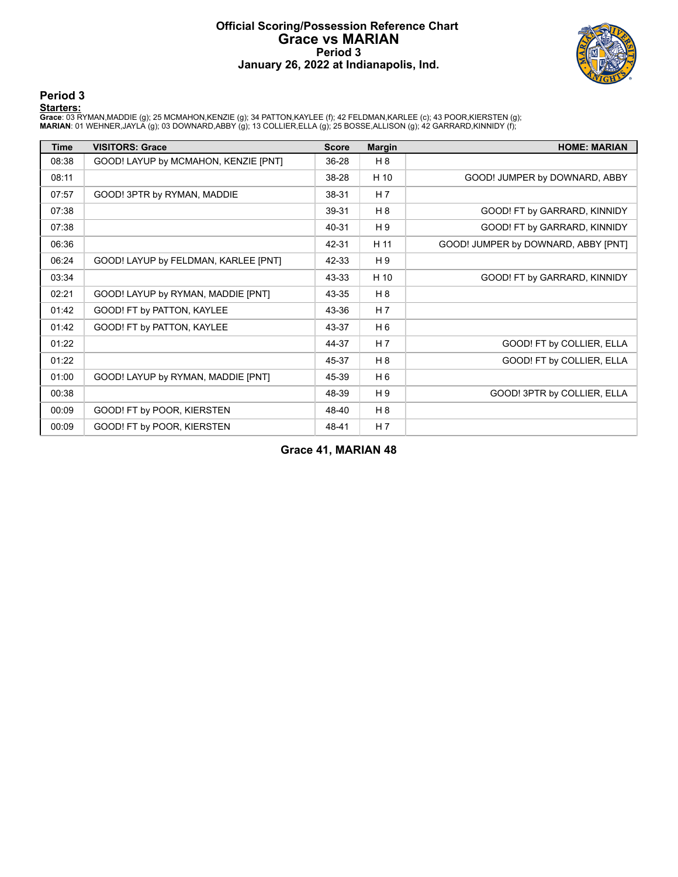# Official Scoring/Possession Reference Chart
# Grace vs MARIAN
## Period 3
## January 26, 2022 at Indianapolis, Ind.

### Period 3

**Starters:**

**Grace**: 03 RYMAN,MADDIE (g); 25 MCMAHON,KENZIE (g); 34 PATTON,KAYLEE (f); 42 FELDMAN,KARLEE (c); 43 POOR,KIERSTEN (g);
**MARIAN**: 01 WEHNER,JAYLA (g); 03 DOWNARD,ABBY (g); 13 COLLIER,ELLA (g); 25 BOSSE,ALLISON (g); 42 GARRARD,KINNIDY (f);

| Time | VISITORS: Grace | Score | Margin | HOME: MARIAN |
|---|---|---|---|---|
| 08:38 | GOOD! LAYUP by MCMAHON, KENZIE [PNT] | 36-28 | H 8 | |
| 08:11 | | 38-28 | H 10 | GOOD! JUMPER by DOWNARD, ABBY |
| 07:57 | GOOD! 3PTR by RYMAN, MADDIE | 38-31 | H 7 | |
| 07:38 | | 39-31 | H 8 | GOOD! FT by GARRARD, KINNIDY |
| 07:38 | | 40-31 | H 9 | GOOD! FT by GARRARD, KINNIDY |
| 06:36 | | 42-31 | H 11 | GOOD! JUMPER by DOWNARD, ABBY [PNT] |
| 06:24 | GOOD! LAYUP by FELDMAN, KARLEE [PNT] | 42-33 | H 9 | |
| 03:34 | | 43-33 | H 10 | GOOD! FT by GARRARD, KINNIDY |
| 02:21 | GOOD! LAYUP by RYMAN, MADDIE [PNT] | 43-35 | H 8 | |
| 01:42 | GOOD! FT by PATTON, KAYLEE | 43-36 | H 7 | |
| 01:42 | GOOD! FT by PATTON, KAYLEE | 43-37 | H 6 | |
| 01:22 | | 44-37 | H 7 | GOOD! FT by COLLIER, ELLA |
| 01:22 | | 45-37 | H 8 | GOOD! FT by COLLIER, ELLA |
| 01:00 | GOOD! LAYUP by RYMAN, MADDIE [PNT] | 45-39 | H 6 | |
| 00:38 | | 48-39 | H 9 | GOOD! 3PTR by COLLIER, ELLA |
| 00:09 | GOOD! FT by POOR, KIERSTEN | 48-40 | H 8 | |
| 00:09 | GOOD! FT by POOR, KIERSTEN | 48-41 | H 7 | |

**Grace 41, MARIAN 48**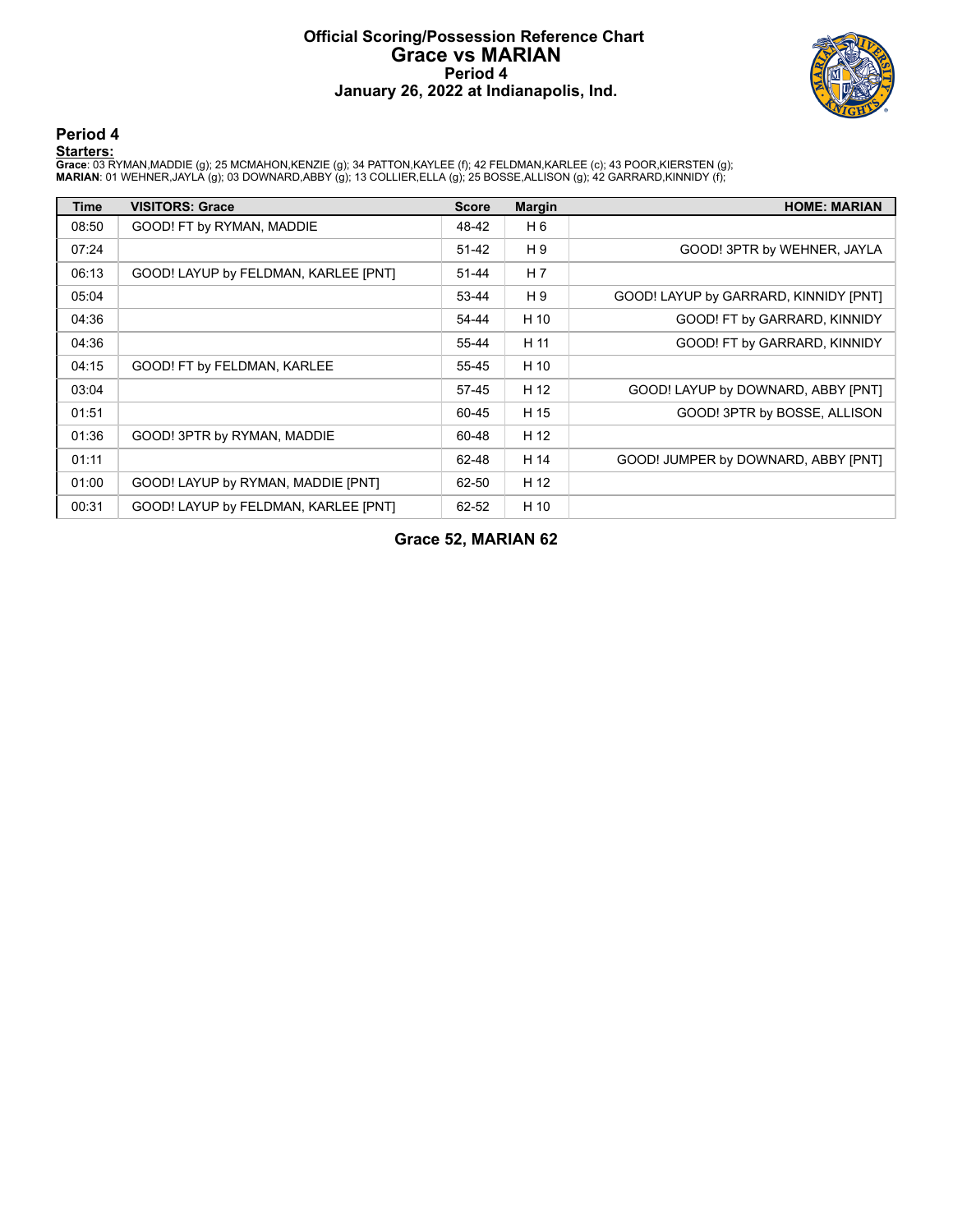# Official Scoring/Possession Reference Chart
# Grace vs MARIAN
## Period 4
## January 26, 2022 at Indianapolis, Ind.

### Period 4

**Starters:**

**Grace**: 03 RYMAN,MADDIE (g); 25 MCMAHON,KENZIE (g); 34 PATTON,KAYLEE (f); 42 FELDMAN,KARLEE (c); 43 POOR,KIERSTEN (g);
**MARIAN**: 01 WEHNER,JAYLA (g); 03 DOWNARD,ABBY (g); 13 COLLIER,ELLA (g); 25 BOSSE,ALLISON (g); 42 GARRARD,KINNIDY (f);

| Time | VISITORS: Grace | Score | Margin | HOME: MARIAN |
|---|---|---|---|---|
| 08:50 | GOOD! FT by RYMAN, MADDIE | 48-42 | H 6 | |
| 07:24 | | 51-42 | H 9 | GOOD! 3PTR by WEHNER, JAYLA |
| 06:13 | GOOD! LAYUP by FELDMAN, KARLEE [PNT] | 51-44 | H 7 | |
| 05:04 | | 53-44 | H 9 | GOOD! LAYUP by GARRARD, KINNIDY [PNT] |
| 04:36 | | 54-44 | H 10 | GOOD! FT by GARRARD, KINNIDY |
| 04:36 | | 55-44 | H 11 | GOOD! FT by GARRARD, KINNIDY |
| 04:15 | GOOD! FT by FELDMAN, KARLEE | 55-45 | H 10 | |
| 03:04 | | 57-45 | H 12 | GOOD! LAYUP by DOWNARD, ABBY [PNT] |
| 01:51 | | 60-45 | H 15 | GOOD! 3PTR by BOSSE, ALLISON |
| 01:36 | GOOD! 3PTR by RYMAN, MADDIE | 60-48 | H 12 | |
| 01:11 | | 62-48 | H 14 | GOOD! JUMPER by DOWNARD, ABBY [PNT] |
| 01:00 | GOOD! LAYUP by RYMAN, MADDIE [PNT] | 62-50 | H 12 | |
| 00:31 | GOOD! LAYUP by FELDMAN, KARLEE [PNT] | 62-52 | H 10 | |

**Grace 52, MARIAN 62**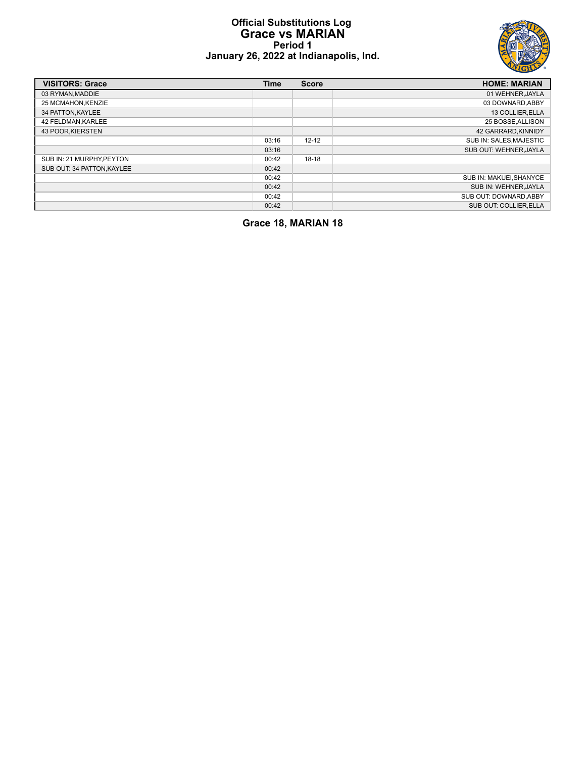# Official Substitutions Log
## Grace vs MARIAN
### Period 1
### January 26, 2022 at Indianapolis, Ind.

| VISITORS: Grace | Time | Score | HOME: MARIAN |
|---|---|---|---|
| 03 RYMAN,MADDIE | | | 01 WEHNER,JAYLA |
| 25 MCMAHON,KENZIE | | | 03 DOWNARD,ABBY |
| 34 PATTON,KAYLEE | | | 13 COLLIER,ELLA |
| 42 FELDMAN,KARLEE | | | 25 BOSSE,ALLISON |
| 43 POOR,KIERSTEN | | | 42 GARRARD,KINNIDY |
| | 03:16 | 12-12 | SUB IN: SALES,MAJESTIC |
| | 03:16 | | SUB OUT: WEHNER,JAYLA |
| SUB IN: 21 MURPHY,PEYTON | 00:42 | 18-18 | |
| SUB OUT: 34 PATTON,KAYLEE | 00:42 | | |
| | 00:42 | | SUB IN: MAKUEI,SHANYCE |
| | 00:42 | | SUB IN: WEHNER,JAYLA |
| | 00:42 | | SUB OUT: DOWNARD,ABBY |
| | 00:42 | | SUB OUT: COLLIER,ELLA |

**Grace 18, MARIAN 18**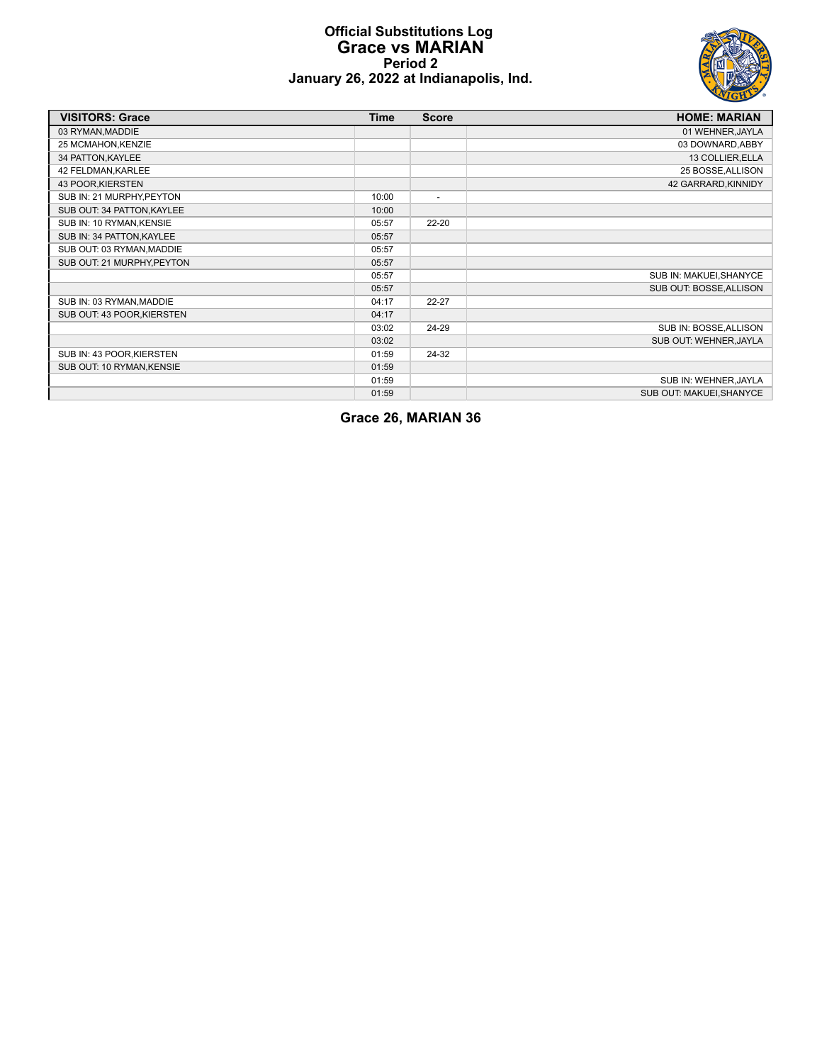# Official Substitutions Log
## Grace vs MARIAN
### Period 2
### January 26, 2022 at Indianapolis, Ind.

| VISITORS: Grace | Time | Score | HOME: MARIAN |
|---|---|---|---|
| 03 RYMAN,MADDIE | | | 01 WEHNER,JAYLA |
| 25 MCMAHON,KENZIE | | | 03 DOWNARD,ABBY |
| 34 PATTON,KAYLEE | | | 13 COLLIER,ELLA |
| 42 FELDMAN,KARLEE | | | 25 BOSSE,ALLISON |
| 43 POOR,KIERSTEN | | | 42 GARRARD,KINNIDY |
| SUB IN: 21 MURPHY,PEYTON | 10:00 | - | |
| SUB OUT: 34 PATTON,KAYLEE | 10:00 | | |
| SUB IN: 10 RYMAN,KENSIE | 05:57 | 22-20 | |
| SUB IN: 34 PATTON,KAYLEE | 05:57 | | |
| SUB OUT: 03 RYMAN,MADDIE | 05:57 | | |
| SUB OUT: 21 MURPHY,PEYTON | 05:57 | | |
| | 05:57 | | SUB IN: MAKUEI,SHANYCE |
| | 05:57 | | SUB OUT: BOSSE,ALLISON |
| SUB IN: 03 RYMAN,MADDIE | 04:17 | 22-27 | |
| SUB OUT: 43 POOR,KIERSTEN | 04:17 | | |
| | 03:02 | 24-29 | SUB IN: BOSSE,ALLISON |
| | 03:02 | | SUB OUT: WEHNER,JAYLA |
| SUB IN: 43 POOR,KIERSTEN | 01:59 | 24-32 | |
| SUB OUT: 10 RYMAN,KENSIE | 01:59 | | |
| | 01:59 | | SUB IN: WEHNER,JAYLA |
| | 01:59 | | SUB OUT: MAKUEI,SHANYCE |

**Grace 26, MARIAN 36**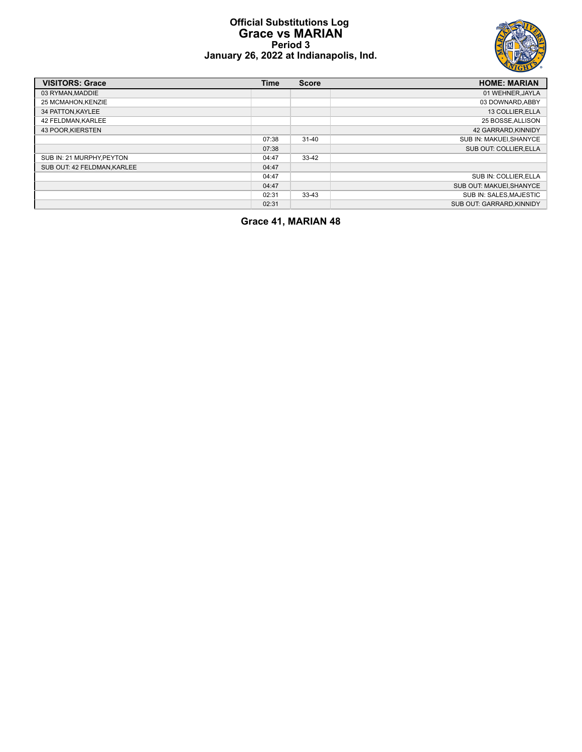# Official Substitutions Log
## Grace vs MARIAN
### Period 3
### January 26, 2022 at Indianapolis, Ind.

| VISITORS: Grace | Time | Score | HOME: MARIAN |
|---|---|---|---|
| 03 RYMAN,MADDIE | | | 01 WEHNER,JAYLA |
| 25 MCMAHON,KENZIE | | | 03 DOWNARD,ABBY |
| 34 PATTON,KAYLEE | | | 13 COLLIER,ELLA |
| 42 FELDMAN,KARLEE | | | 25 BOSSE,ALLISON |
| 43 POOR,KIERSTEN | | | 42 GARRARD,KINNIDY |
| | 07:38 | 31-40 | SUB IN: MAKUEI,SHANYCE |
| | 07:38 | | SUB OUT: COLLIER,ELLA |
| SUB IN: 21 MURPHY,PEYTON | 04:47 | 33-42 | |
| SUB OUT: 42 FELDMAN,KARLEE | 04:47 | | |
| | 04:47 | | SUB IN: COLLIER,ELLA |
| | 04:47 | | SUB OUT: MAKUEI,SHANYCE |
| | 02:31 | 33-43 | SUB IN: SALES,MAJESTIC |
| | 02:31 | | SUB OUT: GARRARD,KINNIDY |

**Grace 41, MARIAN 48**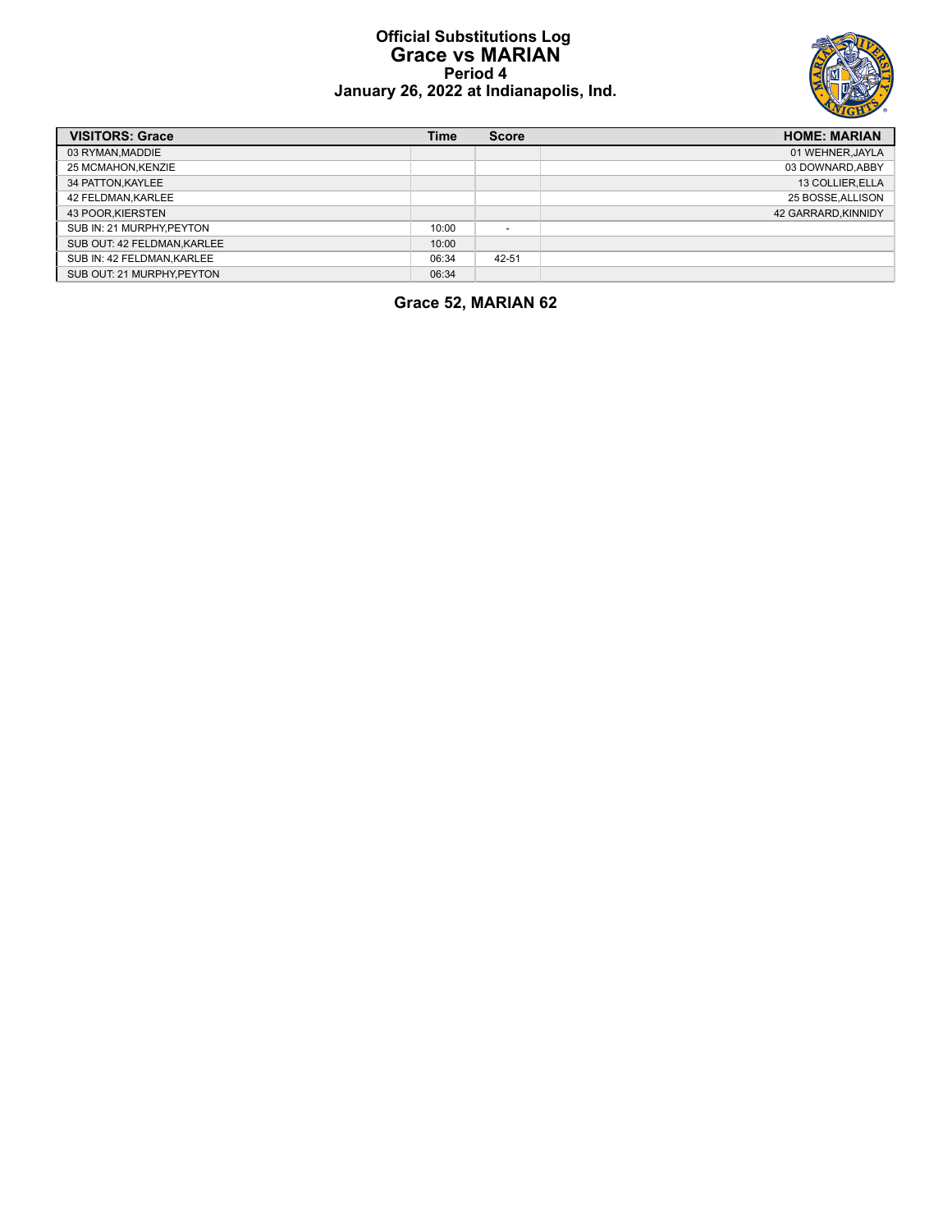# Official Substitutions Log
## Grace vs MARIAN
### Period 4
### January 26, 2022 at Indianapolis, Ind.

| VISITORS: Grace | Time | Score | HOME: MARIAN |
|---|---|---|---|
| 03 RYMAN,MADDIE | | | 01 WEHNER,JAYLA |
| 25 MCMAHON,KENZIE | | | 03 DOWNARD,ABBY |
| 34 PATTON,KAYLEE | | | 13 COLLIER,ELLA |
| 42 FELDMAN,KARLEE | | | 25 BOSSE,ALLISON |
| 43 POOR,KIERSTEN | | | 42 GARRARD,KINNIDY |
| SUB IN: 21 MURPHY,PEYTON | 10:00 | - | |
| SUB OUT: 42 FELDMAN,KARLEE | 10:00 | | |
| SUB IN: 42 FELDMAN,KARLEE | 06:34 | 42-51 | |
| SUB OUT: 21 MURPHY,PEYTON | 06:34 | | |

**Grace 52, MARIAN 62**